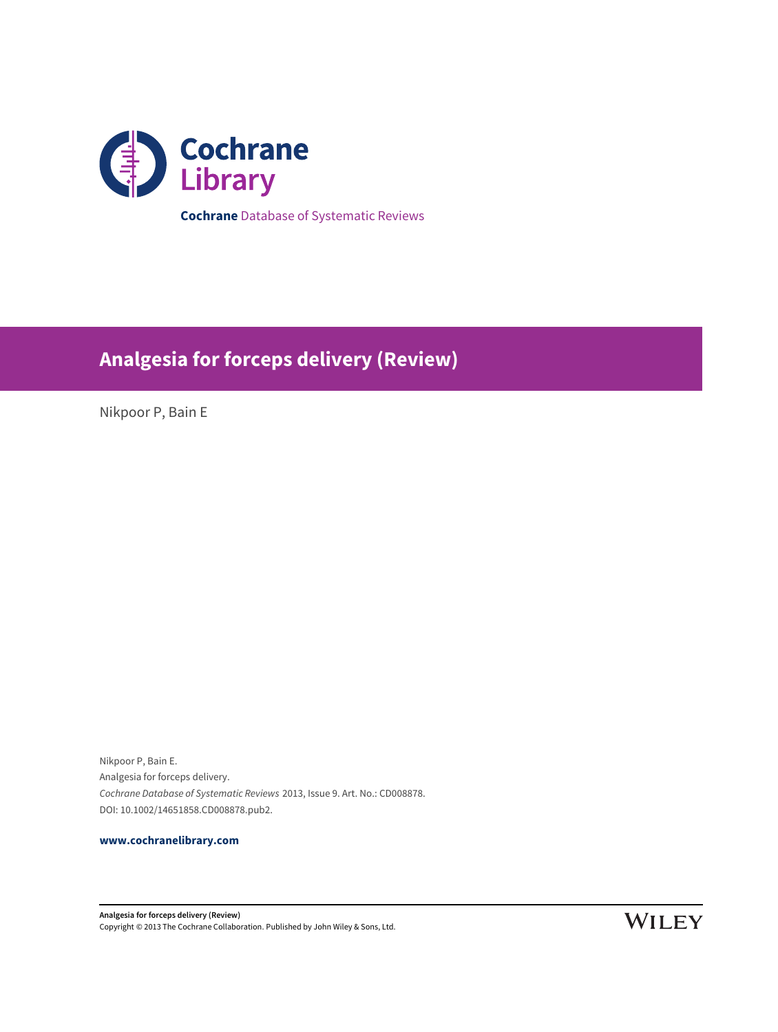**Cochrane** Database of Systematic Reviews

# Analgesia for forceps delivery (Review)

Nikpoor P, Bain E

Nikpoor P, Bain E.
Analgesia for forceps delivery.
*Cochrane Database of Systematic Reviews* 2013, Issue 9. Art. No.: CD008878.
DOI: 10.1002/14651858.CD008878.pub2.

**www.cochranelibrary.com**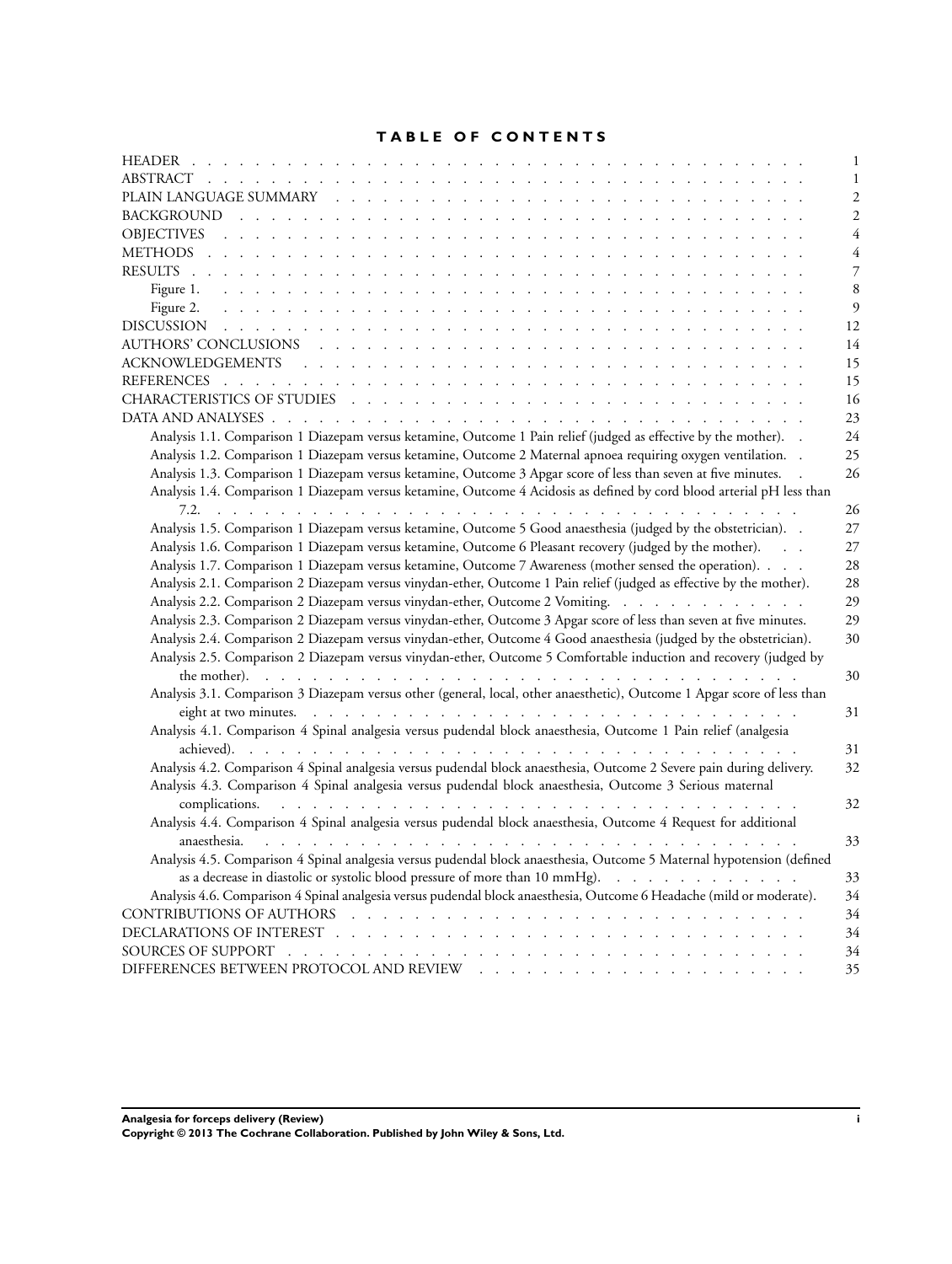# TABLE OF CONTENTS

| | |
|---|---|
| HEADER | 1 |
| ABSTRACT | 1 |
| PLAIN LANGUAGE SUMMARY | 2 |
| BACKGROUND | 2 |
| OBJECTIVES | 4 |
| METHODS | 4 |
| RESULTS | 7 |
| Figure 1. | 8 |
| Figure 2. | 9 |
| DISCUSSION | 12 |
| AUTHORS' CONCLUSIONS | 14 |
| ACKNOWLEDGEMENTS | 15 |
| REFERENCES | 15 |
| CHARACTERISTICS OF STUDIES | 16 |
| DATA AND ANALYSES | 23 |
| Analysis 1.1. Comparison 1 Diazepam versus ketamine, Outcome 1 Pain relief (judged as effective by the mother). | 24 |
| Analysis 1.2. Comparison 1 Diazepam versus ketamine, Outcome 2 Maternal apnoea requiring oxygen ventilation. | 25 |
| Analysis 1.3. Comparison 1 Diazepam versus ketamine, Outcome 3 Apgar score of less than seven at five minutes. | 26 |
| Analysis 1.4. Comparison 1 Diazepam versus ketamine, Outcome 4 Acidosis as defined by cord blood arterial pH less than 7.2. | 26 |
| Analysis 1.5. Comparison 1 Diazepam versus ketamine, Outcome 5 Good anaesthesia (judged by the obstetrician). | 27 |
| Analysis 1.6. Comparison 1 Diazepam versus ketamine, Outcome 6 Pleasant recovery (judged by the mother). | 27 |
| Analysis 1.7. Comparison 1 Diazepam versus ketamine, Outcome 7 Awareness (mother sensed the operation). | 28 |
| Analysis 2.1. Comparison 2 Diazepam versus vinydan-ether, Outcome 1 Pain relief (judged as effective by the mother). | 28 |
| Analysis 2.2. Comparison 2 Diazepam versus vinydan-ether, Outcome 2 Vomiting. | 29 |
| Analysis 2.3. Comparison 2 Diazepam versus vinydan-ether, Outcome 3 Apgar score of less than seven at five minutes. | 29 |
| Analysis 2.4. Comparison 2 Diazepam versus vinydan-ether, Outcome 4 Good anaesthesia (judged by the obstetrician). | 30 |
| Analysis 2.5. Comparison 2 Diazepam versus vinydan-ether, Outcome 5 Comfortable induction and recovery (judged by the mother). | 30 |
| Analysis 3.1. Comparison 3 Diazepam versus other (general, local, other anaesthetic), Outcome 1 Apgar score of less than eight at two minutes. | 31 |
| Analysis 4.1. Comparison 4 Spinal analgesia versus pudendal block anaesthesia, Outcome 1 Pain relief (analgesia achieved). | 31 |
| Analysis 4.2. Comparison 4 Spinal analgesia versus pudendal block anaesthesia, Outcome 2 Severe pain during delivery. | 32 |
| Analysis 4.3. Comparison 4 Spinal analgesia versus pudendal block anaesthesia, Outcome 3 Serious maternal complications. | 32 |
| Analysis 4.4. Comparison 4 Spinal analgesia versus pudendal block anaesthesia, Outcome 4 Request for additional anaesthesia. | 33 |
| Analysis 4.5. Comparison 4 Spinal analgesia versus pudendal block anaesthesia, Outcome 5 Maternal hypotension (defined as a decrease in diastolic or systolic blood pressure of more than 10 mmHg). | 33 |
| Analysis 4.6. Comparison 4 Spinal analgesia versus pudendal block anaesthesia, Outcome 6 Headache (mild or moderate). | 34 |
| CONTRIBUTIONS OF AUTHORS | 34 |
| DECLARATIONS OF INTEREST | 34 |
| SOURCES OF SUPPORT | 34 |
| DIFFERENCES BETWEEN PROTOCOL AND REVIEW | 35 |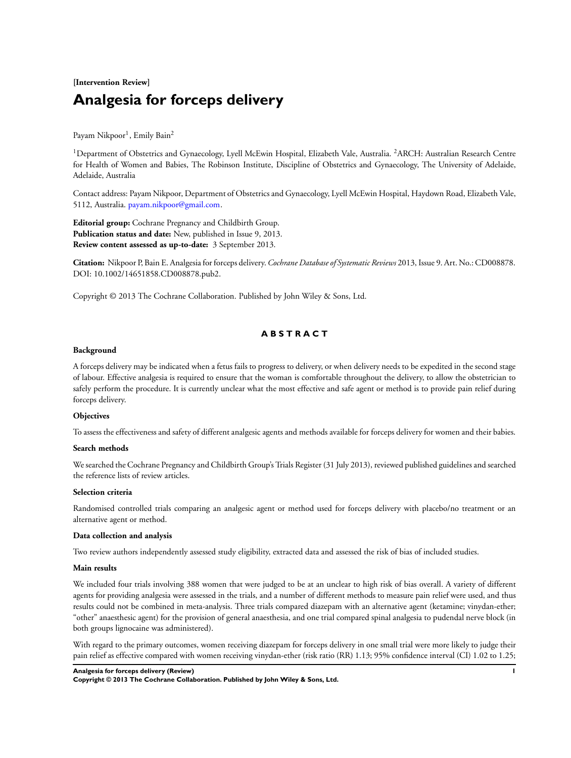**[Intervention Review]**

# Analgesia for forceps delivery

Payam Nikpoor[1], Emily Bain[2]

[1]Department of Obstetrics and Gynaecology, Lyell McEwin Hospital, Elizabeth Vale, Australia. [2]ARCH: Australian Research Centre for Health of Women and Babies, The Robinson Institute, Discipline of Obstetrics and Gynaecology, The University of Adelaide, Adelaide, Australia

Contact address: Payam Nikpoor, Department of Obstetrics and Gynaecology, Lyell McEwin Hospital, Haydown Road, Elizabeth Vale, 5112, Australia. payam.nikpoor@gmail.com.

**Editorial group:** Cochrane Pregnancy and Childbirth Group.
**Publication status and date:** New, published in Issue 9, 2013.
**Review content assessed as up-to-date:** 3 September 2013.

**Citation:** Nikpoor P, Bain E. Analgesia for forceps delivery. *Cochrane Database of Systematic Reviews* 2013, Issue 9. Art. No.: CD008878. DOI: 10.1002/14651858.CD008878.pub2.

Copyright © 2013 The Cochrane Collaboration. Published by John Wiley & Sons, Ltd.

## ABSTRACT

### Background

A forceps delivery may be indicated when a fetus fails to progress to delivery, or when delivery needs to be expedited in the second stage of labour. Effective analgesia is required to ensure that the woman is comfortable throughout the delivery, to allow the obstetrician to safely perform the procedure. It is currently unclear what the most effective and safe agent or method is to provide pain relief during forceps delivery.

### Objectives

To assess the effectiveness and safety of different analgesic agents and methods available for forceps delivery for women and their babies.

### Search methods

We searched the Cochrane Pregnancy and Childbirth Group's Trials Register (31 July 2013), reviewed published guidelines and searched the reference lists of review articles.

### Selection criteria

Randomised controlled trials comparing an analgesic agent or method used for forceps delivery with placebo/no treatment or an alternative agent or method.

### Data collection and analysis

Two review authors independently assessed study eligibility, extracted data and assessed the risk of bias of included studies.

### Main results

We included four trials involving 388 women that were judged to be at an unclear to high risk of bias overall. A variety of different agents for providing analgesia were assessed in the trials, and a number of different methods to measure pain relief were used, and thus results could not be combined in meta-analysis. Three trials compared diazepam with an alternative agent (ketamine; vinydan-ether; "other" anaesthesic agent) for the provision of general anaesthesia, and one trial compared spinal analgesia to pudendal nerve block (in both groups lignocaine was administered).

With regard to the primary outcomes, women receiving diazepam for forceps delivery in one small trial were more likely to judge their pain relief as effective compared with women receiving vinydan-ether (risk ratio (RR) 1.13; 95% confidence interval (CI) 1.02 to 1.25;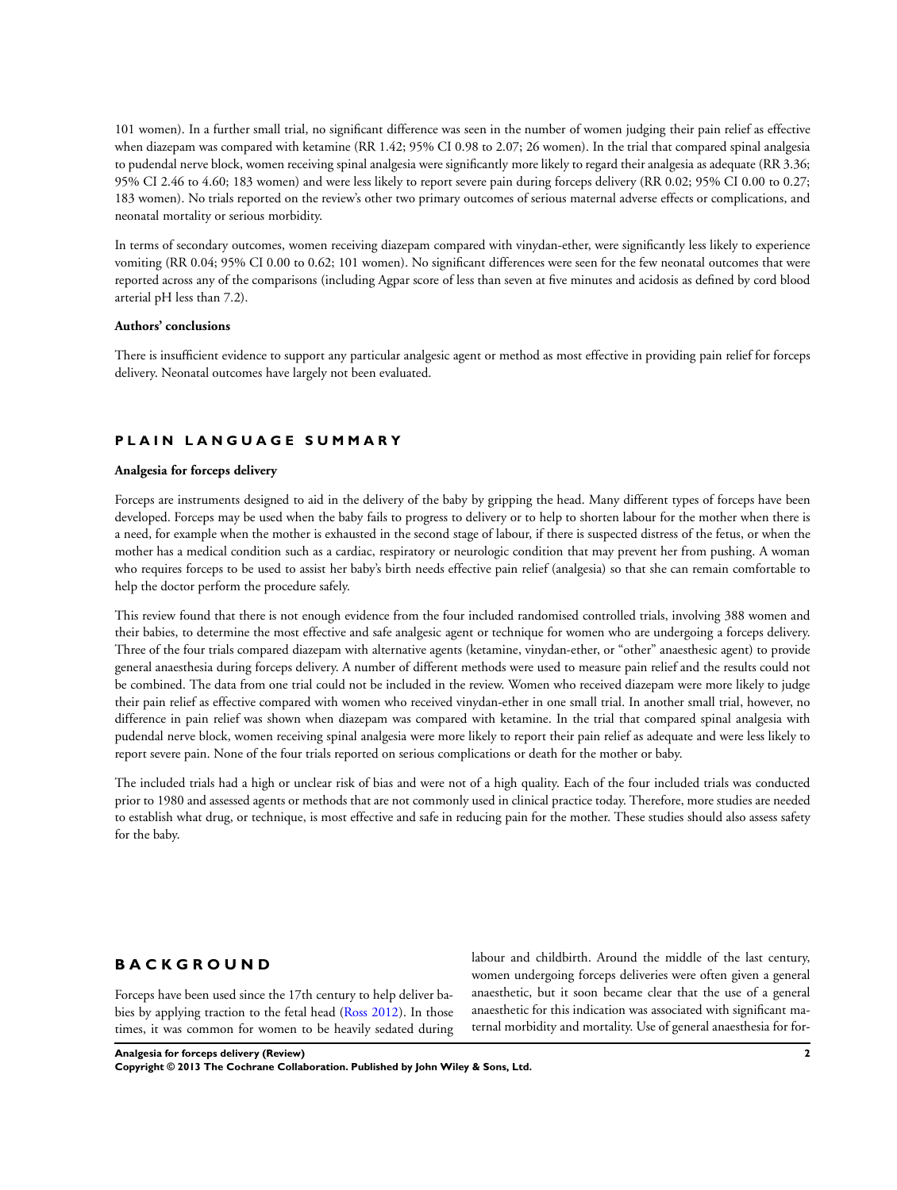101 women). In a further small trial, no significant difference was seen in the number of women judging their pain relief as effective when diazepam was compared with ketamine (RR 1.42; 95% CI 0.98 to 2.07; 26 women). In the trial that compared spinal analgesia to pudendal nerve block, women receiving spinal analgesia were significantly more likely to regard their analgesia as adequate (RR 3.36; 95% CI 2.46 to 4.60; 183 women) and were less likely to report severe pain during forceps delivery (RR 0.02; 95% CI 0.00 to 0.27; 183 women). No trials reported on the review's other two primary outcomes of serious maternal adverse effects or complications, and neonatal mortality or serious morbidity.

In terms of secondary outcomes, women receiving diazepam compared with vinydan-ether, were significantly less likely to experience vomiting (RR 0.04; 95% CI 0.00 to 0.62; 101 women). No significant differences were seen for the few neonatal outcomes that were reported across any of the comparisons (including Agpar score of less than seven at five minutes and acidosis as defined by cord blood arterial pH less than 7.2).

**Authors' conclusions**

There is insufficient evidence to support any particular analgesic agent or method as most effective in providing pain relief for forceps delivery. Neonatal outcomes have largely not been evaluated.

## PLAIN LANGUAGE SUMMARY

**Analgesia for forceps delivery**

Forceps are instruments designed to aid in the delivery of the baby by gripping the head. Many different types of forceps have been developed. Forceps may be used when the baby fails to progress to delivery or to help to shorten labour for the mother when there is a need, for example when the mother is exhausted in the second stage of labour, if there is suspected distress of the fetus, or when the mother has a medical condition such as a cardiac, respiratory or neurologic condition that may prevent her from pushing. A woman who requires forceps to be used to assist her baby's birth needs effective pain relief (analgesia) so that she can remain comfortable to help the doctor perform the procedure safely.

This review found that there is not enough evidence from the four included randomised controlled trials, involving 388 women and their babies, to determine the most effective and safe analgesic agent or technique for women who are undergoing a forceps delivery. Three of the four trials compared diazepam with alternative agents (ketamine, vinydan-ether, or "other" anaesthesic agent) to provide general anaesthesia during forceps delivery. A number of different methods were used to measure pain relief and the results could not be combined. The data from one trial could not be included in the review. Women who received diazepam were more likely to judge their pain relief as effective compared with women who received vinydan-ether in one small trial. In another small trial, however, no difference in pain relief was shown when diazepam was compared with ketamine. In the trial that compared spinal analgesia with pudendal nerve block, women receiving spinal analgesia were more likely to report their pain relief as adequate and were less likely to report severe pain. None of the four trials reported on serious complications or death for the mother or baby.

The included trials had a high or unclear risk of bias and were not of a high quality. Each of the four included trials was conducted prior to 1980 and assessed agents or methods that are not commonly used in clinical practice today. Therefore, more studies are needed to establish what drug, or technique, is most effective and safe in reducing pain for the mother. These studies should also assess safety for the baby.

## BACKGROUND

Forceps have been used since the 17th century to help deliver babies by applying traction to the fetal head (Ross 2012). In those times, it was common for women to be heavily sedated during labour and childbirth. Around the middle of the last century, women undergoing forceps deliveries were often given a general anaesthetic, but it soon became clear that the use of a general anaesthetic for this indication was associated with significant maternal morbidity and mortality. Use of general anaesthesia for for-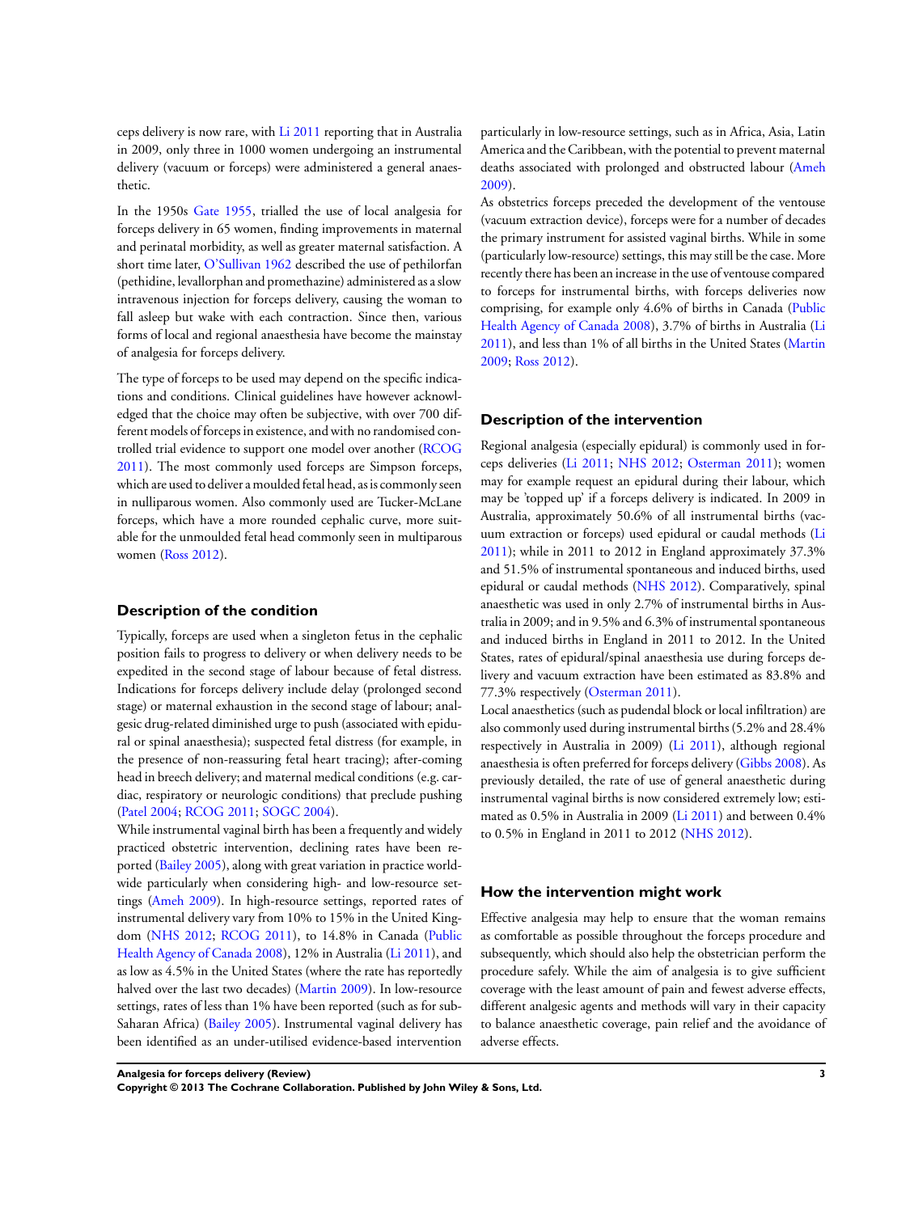ceps delivery is now rare, with Li 2011 reporting that in Australia in 2009, only three in 1000 women undergoing an instrumental delivery (vacuum or forceps) were administered a general anaesthetic.

In the 1950s Gate 1955, trialled the use of local analgesia for forceps delivery in 65 women, finding improvements in maternal and perinatal morbidity, as well as greater maternal satisfaction. A short time later, O'Sullivan 1962 described the use of pethilorfan (pethidine, levallorphan and promethazine) administered as a slow intravenous injection for forceps delivery, causing the woman to fall asleep but wake with each contraction. Since then, various forms of local and regional anaesthesia have become the mainstay of analgesia for forceps delivery.

The type of forceps to be used may depend on the specific indications and conditions. Clinical guidelines have however acknowledged that the choice may often be subjective, with over 700 different models of forceps in existence, and with no randomised controlled trial evidence to support one model over another (RCOG 2011). The most commonly used forceps are Simpson forceps, which are used to deliver a moulded fetal head, as is commonly seen in nulliparous women. Also commonly used are Tucker-McLane forceps, which have a more rounded cephalic curve, more suitable for the unmoulded fetal head commonly seen in multiparous women (Ross 2012).

## Description of the condition

Typically, forceps are used when a singleton fetus in the cephalic position fails to progress to delivery or when delivery needs to be expedited in the second stage of labour because of fetal distress. Indications for forceps delivery include delay (prolonged second stage) or maternal exhaustion in the second stage of labour; analgesic drug-related diminished urge to push (associated with epidural or spinal anaesthesia); suspected fetal distress (for example, in the presence of non-reassuring fetal heart tracing); after-coming head in breech delivery; and maternal medical conditions (e.g. cardiac, respiratory or neurologic conditions) that preclude pushing (Patel 2004; RCOG 2011; SOGC 2004).

While instrumental vaginal birth has been a frequently and widely practiced obstetric intervention, declining rates have been reported (Bailey 2005), along with great variation in practice worldwide particularly when considering high- and low-resource settings (Ameh 2009). In high-resource settings, reported rates of instrumental delivery vary from 10% to 15% in the United Kingdom (NHS 2012; RCOG 2011), to 14.8% in Canada (Public Health Agency of Canada 2008), 12% in Australia (Li 2011), and as low as 4.5% in the United States (where the rate has reportedly halved over the last two decades) (Martin 2009). In low-resource settings, rates of less than 1% have been reported (such as for sub-Saharan Africa) (Bailey 2005). Instrumental vaginal delivery has been identified as an under-utilised evidence-based intervention particularly in low-resource settings, such as in Africa, Asia, Latin America and the Caribbean, with the potential to prevent maternal deaths associated with prolonged and obstructed labour (Ameh 2009).

As obstetrics forceps preceded the development of the ventouse (vacuum extraction device), forceps were for a number of decades the primary instrument for assisted vaginal births. While in some (particularly low-resource) settings, this may still be the case. More recently there has been an increase in the use of ventouse compared to forceps for instrumental births, with forceps deliveries now comprising, for example only 4.6% of births in Canada (Public Health Agency of Canada 2008), 3.7% of births in Australia (Li 2011), and less than 1% of all births in the United States (Martin 2009; Ross 2012).

## Description of the intervention

Regional analgesia (especially epidural) is commonly used in forceps deliveries (Li 2011; NHS 2012; Osterman 2011); women may for example request an epidural during their labour, which may be 'topped up' if a forceps delivery is indicated. In 2009 in Australia, approximately 50.6% of all instrumental births (vacuum extraction or forceps) used epidural or caudal methods (Li 2011); while in 2011 to 2012 in England approximately 37.3% and 51.5% of instrumental spontaneous and induced births, used epidural or caudal methods (NHS 2012). Comparatively, spinal anaesthetic was used in only 2.7% of instrumental births in Australia in 2009; and in 9.5% and 6.3% of instrumental spontaneous and induced births in England in 2011 to 2012. In the United States, rates of epidural/spinal anaesthesia use during forceps delivery and vacuum extraction have been estimated as 83.8% and 77.3% respectively (Osterman 2011).

Local anaesthetics (such as pudendal block or local infiltration) are also commonly used during instrumental births (5.2% and 28.4% respectively in Australia in 2009) (Li 2011), although regional anaesthesia is often preferred for forceps delivery (Gibbs 2008). As previously detailed, the rate of use of general anaesthetic during instrumental vaginal births is now considered extremely low; estimated as 0.5% in Australia in 2009 (Li 2011) and between 0.4% to 0.5% in England in 2011 to 2012 (NHS 2012).

## How the intervention might work

Effective analgesia may help to ensure that the woman remains as comfortable as possible throughout the forceps procedure and subsequently, which should also help the obstetrician perform the procedure safely. While the aim of analgesia is to give sufficient coverage with the least amount of pain and fewest adverse effects, different analgesic agents and methods will vary in their capacity to balance anaesthetic coverage, pain relief and the avoidance of adverse effects.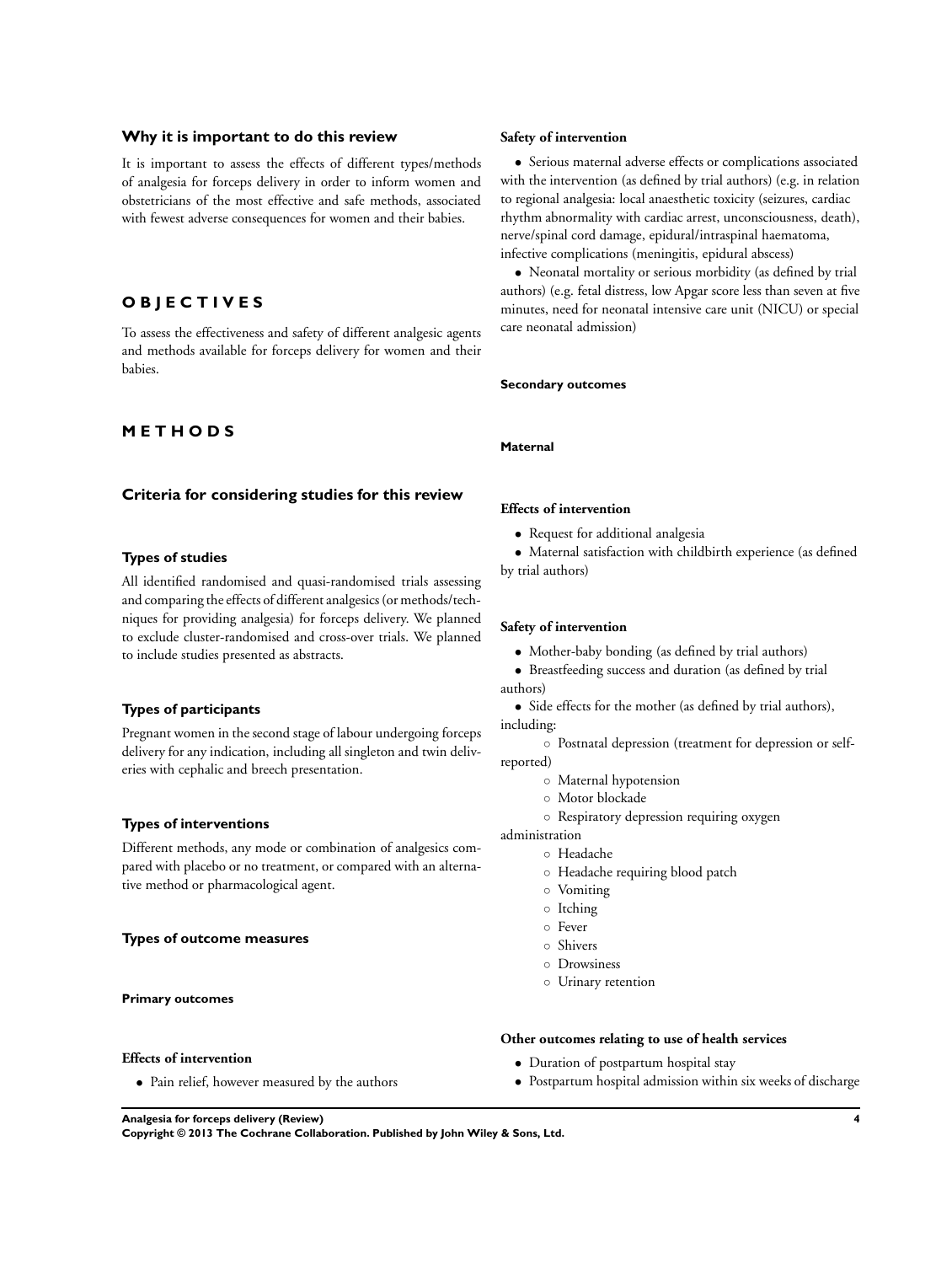## Why it is important to do this review

It is important to assess the effects of different types/methods of analgesia for forceps delivery in order to inform women and obstetricians of the most effective and safe methods, associated with fewest adverse consequences for women and their babies.

# O B J E C T I V E S

To assess the effectiveness and safety of different analgesic agents and methods available for forceps delivery for women and their babies.

# M E T H O D S

## Criteria for considering studies for this review

### Types of studies

All identified randomised and quasi-randomised trials assessing and comparing the effects of different analgesics (or methods/techniques for providing analgesia) for forceps delivery. We planned to exclude cluster-randomised and cross-over trials. We planned to include studies presented as abstracts.

### Types of participants

Pregnant women in the second stage of labour undergoing forceps delivery for any indication, including all singleton and twin deliveries with cephalic and breech presentation.

### Types of interventions

Different methods, any mode or combination of analgesics compared with placebo or no treatment, or compared with an alternative method or pharmacological agent.

### Types of outcome measures

#### Primary outcomes

##### Effects of intervention

- Pain relief, however measured by the authors

##### Safety of intervention

- Serious maternal adverse effects or complications associated with the intervention (as defined by trial authors) (e.g. in relation to regional analgesia: local anaesthetic toxicity (seizures, cardiac rhythm abnormality with cardiac arrest, unconsciousness, death), nerve/spinal cord damage, epidural/intraspinal haematoma, infective complications (meningitis, epidural abscess)
- Neonatal mortality or serious morbidity (as defined by trial authors) (e.g. fetal distress, low Apgar score less than seven at five minutes, need for neonatal intensive care unit (NICU) or special care neonatal admission)

#### Secondary outcomes

##### Maternal

##### Effects of intervention

- Request for additional analgesia
- Maternal satisfaction with childbirth experience (as defined by trial authors)

##### Safety of intervention

- Mother-baby bonding (as defined by trial authors)
- Breastfeeding success and duration (as defined by trial authors)
- Side effects for the mother (as defined by trial authors), including:
  - Postnatal depression (treatment for depression or self-reported)
  - Maternal hypotension
  - Motor blockade
  - Respiratory depression requiring oxygen administration
  - Headache
  - Headache requiring blood patch
  - Vomiting
  - Itching
  - Fever
  - Shivers
  - Drowsiness
  - Urinary retention

##### Other outcomes relating to use of health services

- Duration of postpartum hospital stay
- Postpartum hospital admission within six weeks of discharge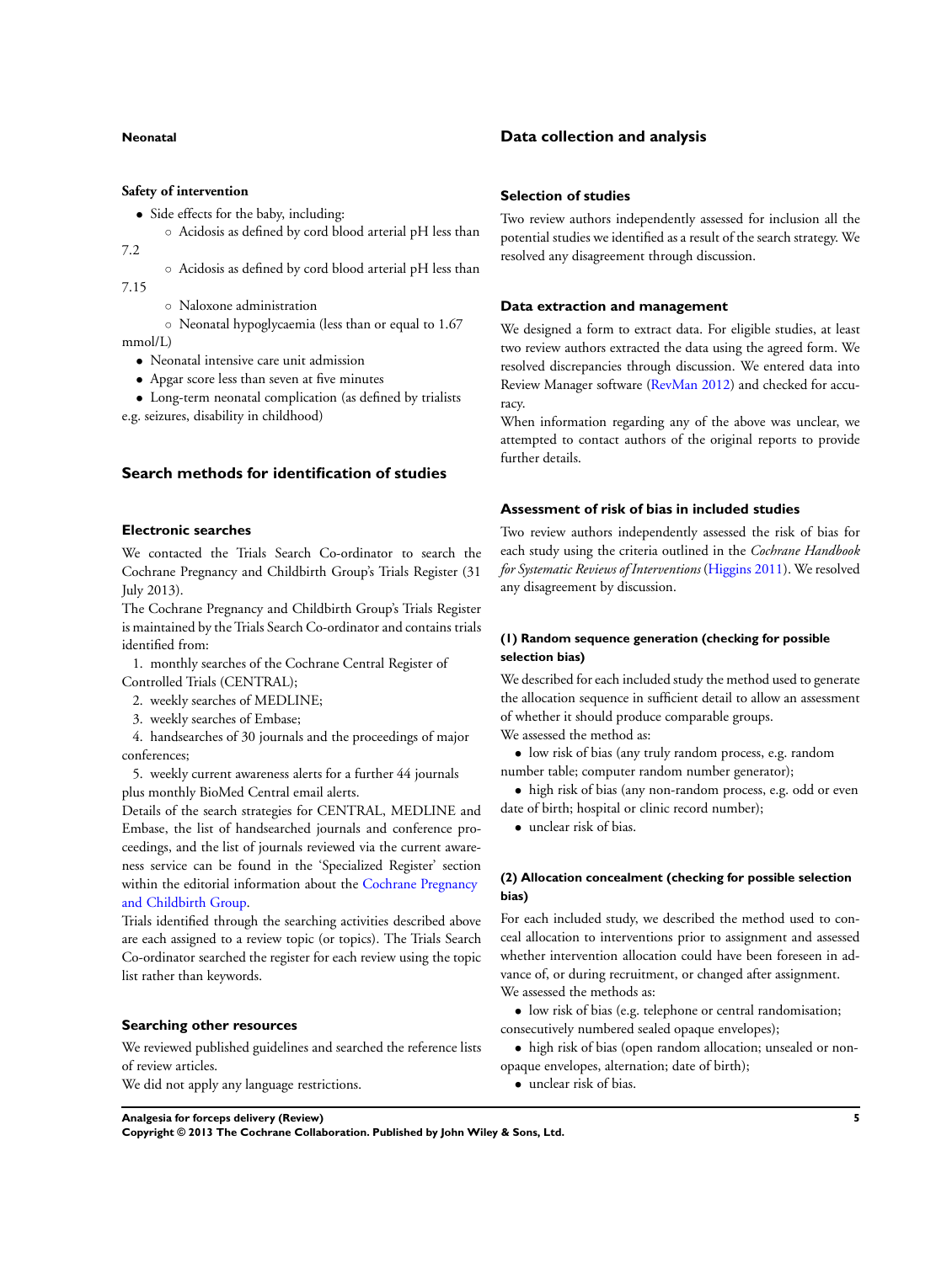**Neonatal**

**Safety of intervention**

- Side effects for the baby, including:
  - Acidosis as defined by cord blood arterial pH less than 7.2
  - Acidosis as defined by cord blood arterial pH less than 7.15
  - Naloxone administration
  - Neonatal hypoglycaemia (less than or equal to 1.67 mmol/L)
- Neonatal intensive care unit admission
- Apgar score less than seven at five minutes
- Long-term neonatal complication (as defined by trialists e.g. seizures, disability in childhood)

## Search methods for identification of studies

### Electronic searches

We contacted the Trials Search Co-ordinator to search the Cochrane Pregnancy and Childbirth Group's Trials Register (31 July 2013).

The Cochrane Pregnancy and Childbirth Group's Trials Register is maintained by the Trials Search Co-ordinator and contains trials identified from:

1. monthly searches of the Cochrane Central Register of Controlled Trials (CENTRAL);
2. weekly searches of MEDLINE;
3. weekly searches of Embase;
4. handsearches of 30 journals and the proceedings of major conferences;
5. weekly current awareness alerts for a further 44 journals plus monthly BioMed Central email alerts.

Details of the search strategies for CENTRAL, MEDLINE and Embase, the list of handsearched journals and conference proceedings, and the list of journals reviewed via the current awareness service can be found in the 'Specialized Register' section within the editorial information about the Cochrane Pregnancy and Childbirth Group.

Trials identified through the searching activities described above are each assigned to a review topic (or topics). The Trials Search Co-ordinator searched the register for each review using the topic list rather than keywords.

### Searching other resources

We reviewed published guidelines and searched the reference lists of review articles.

We did not apply any language restrictions.

## Data collection and analysis

### Selection of studies

Two review authors independently assessed for inclusion all the potential studies we identified as a result of the search strategy. We resolved any disagreement through discussion.

### Data extraction and management

We designed a form to extract data. For eligible studies, at least two review authors extracted the data using the agreed form. We resolved discrepancies through discussion. We entered data into Review Manager software (RevMan 2012) and checked for accuracy.

When information regarding any of the above was unclear, we attempted to contact authors of the original reports to provide further details.

### Assessment of risk of bias in included studies

Two review authors independently assessed the risk of bias for each study using the criteria outlined in the *Cochrane Handbook for Systematic Reviews of Interventions* (Higgins 2011). We resolved any disagreement by discussion.

#### (1) Random sequence generation (checking for possible selection bias)

We described for each included study the method used to generate the allocation sequence in sufficient detail to allow an assessment of whether it should produce comparable groups.

We assessed the method as:

- low risk of bias (any truly random process, e.g. random number table; computer random number generator);
- high risk of bias (any non-random process, e.g. odd or even date of birth; hospital or clinic record number);
- unclear risk of bias.

#### (2) Allocation concealment (checking for possible selection bias)

For each included study, we described the method used to conceal allocation to interventions prior to assignment and assessed whether intervention allocation could have been foreseen in advance of, or during recruitment, or changed after assignment.

We assessed the methods as:

- low risk of bias (e.g. telephone or central randomisation; consecutively numbered sealed opaque envelopes);
- high risk of bias (open random allocation; unsealed or non-opaque envelopes, alternation; date of birth);
- unclear risk of bias.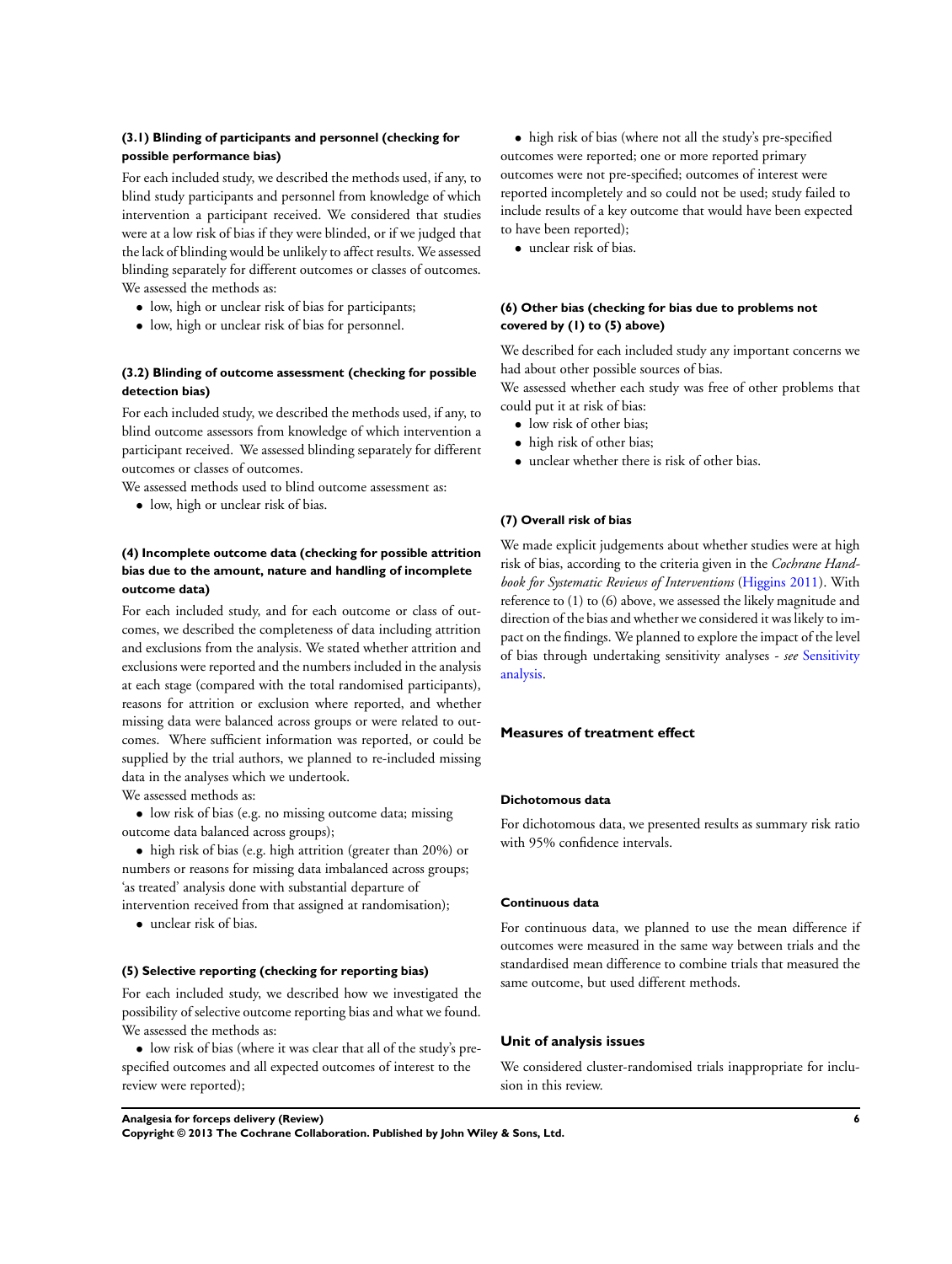#### (3.1) Blinding of participants and personnel (checking for possible performance bias)

For each included study, we described the methods used, if any, to blind study participants and personnel from knowledge of which intervention a participant received. We considered that studies were at a low risk of bias if they were blinded, or if we judged that the lack of blinding would be unlikely to affect results. We assessed blinding separately for different outcomes or classes of outcomes. We assessed the methods as:

- low, high or unclear risk of bias for participants;
- low, high or unclear risk of bias for personnel.

#### (3.2) Blinding of outcome assessment (checking for possible detection bias)

For each included study, we described the methods used, if any, to blind outcome assessors from knowledge of which intervention a participant received. We assessed blinding separately for different outcomes or classes of outcomes.

We assessed methods used to blind outcome assessment as:

- low, high or unclear risk of bias.

#### (4) Incomplete outcome data (checking for possible attrition bias due to the amount, nature and handling of incomplete outcome data)

For each included study, and for each outcome or class of outcomes, we described the completeness of data including attrition and exclusions from the analysis. We stated whether attrition and exclusions were reported and the numbers included in the analysis at each stage (compared with the total randomised participants), reasons for attrition or exclusion where reported, and whether missing data were balanced across groups or were related to outcomes. Where sufficient information was reported, or could be supplied by the trial authors, we planned to re-included missing data in the analyses which we undertook.

We assessed methods as:

- low risk of bias (e.g. no missing outcome data; missing outcome data balanced across groups);
- high risk of bias (e.g. high attrition (greater than 20%) or numbers or reasons for missing data imbalanced across groups; 'as treated' analysis done with substantial departure of intervention received from that assigned at randomisation);
- unclear risk of bias.

#### (5) Selective reporting (checking for reporting bias)

For each included study, we described how we investigated the possibility of selective outcome reporting bias and what we found. We assessed the methods as:

- low risk of bias (where it was clear that all of the study's pre-specified outcomes and all expected outcomes of interest to the review were reported);
- high risk of bias (where not all the study's pre-specified outcomes were reported; one or more reported primary outcomes were not pre-specified; outcomes of interest were reported incompletely and so could not be used; study failed to include results of a key outcome that would have been expected to have been reported);
- unclear risk of bias.

#### (6) Other bias (checking for bias due to problems not covered by (1) to (5) above)

We described for each included study any important concerns we had about other possible sources of bias.

We assessed whether each study was free of other problems that could put it at risk of bias:

- low risk of other bias;
- high risk of other bias;
- unclear whether there is risk of other bias.

#### (7) Overall risk of bias

We made explicit judgements about whether studies were at high risk of bias, according to the criteria given in the *Cochrane Handbook for Systematic Reviews of Interventions* (Higgins 2011). With reference to (1) to (6) above, we assessed the likely magnitude and direction of the bias and whether we considered it was likely to impact on the findings. We planned to explore the impact of the level of bias through undertaking sensitivity analyses - *see* Sensitivity analysis.

## Measures of treatment effect

### Dichotomous data

For dichotomous data, we presented results as summary risk ratio with 95% confidence intervals.

### Continuous data

For continuous data, we planned to use the mean difference if outcomes were measured in the same way between trials and the standardised mean difference to combine trials that measured the same outcome, but used different methods.

## Unit of analysis issues

We considered cluster-randomised trials inappropriate for inclusion in this review.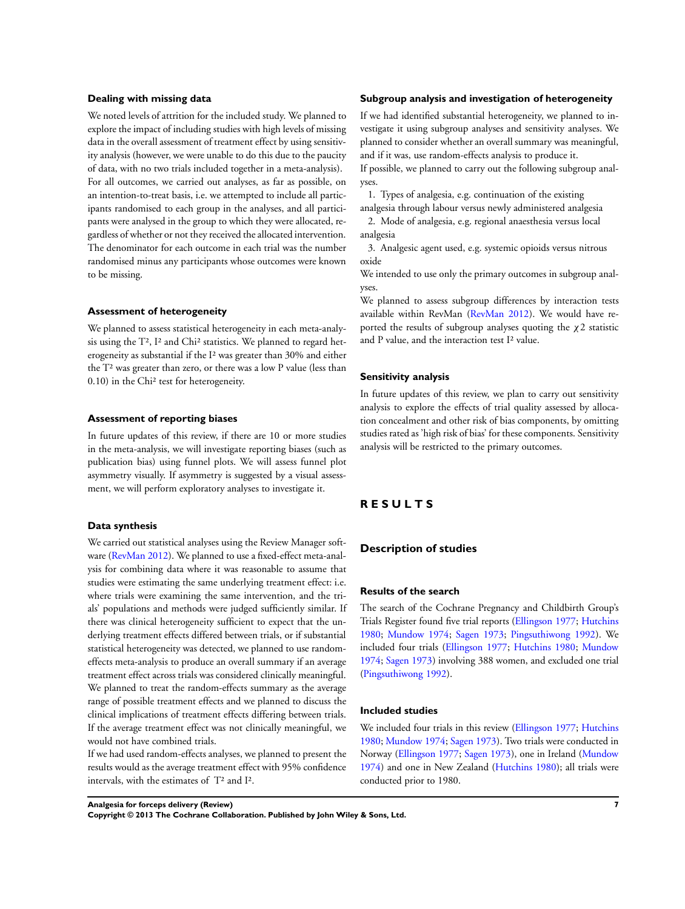### Dealing with missing data

We noted levels of attrition for the included study. We planned to explore the impact of including studies with high levels of missing data in the overall assessment of treatment effect by using sensitivity analysis (however, we were unable to do this due to the paucity of data, with no two trials included together in a meta-analysis).

For all outcomes, we carried out analyses, as far as possible, on an intention-to-treat basis, i.e. we attempted to include all participants randomised to each group in the analyses, and all participants were analysed in the group to which they were allocated, regardless of whether or not they received the allocated intervention. The denominator for each outcome in each trial was the number randomised minus any participants whose outcomes were known to be missing.

### Assessment of heterogeneity

We planned to assess statistical heterogeneity in each meta-analysis using the $T^2$, $I^2$ and $Chi^2$ statistics. We planned to regard heterogeneity as substantial if the $I^2$ was greater than 30% and either the $T^2$ was greater than zero, or there was a low P value (less than 0.10) in the $Chi^2$ test for heterogeneity.

### Assessment of reporting biases

In future updates of this review, if there are 10 or more studies in the meta-analysis, we will investigate reporting biases (such as publication bias) using funnel plots. We will assess funnel plot asymmetry visually. If asymmetry is suggested by a visual assessment, we will perform exploratory analyses to investigate it.

### Data synthesis

We carried out statistical analyses using the Review Manager software (RevMan 2012). We planned to use a fixed-effect meta-analysis for combining data where it was reasonable to assume that studies were estimating the same underlying treatment effect: i.e. where trials were examining the same intervention, and the trials' populations and methods were judged sufficiently similar. If there was clinical heterogeneity sufficient to expect that the underlying treatment effects differed between trials, or if substantial statistical heterogeneity was detected, we planned to use random-effects meta-analysis to produce an overall summary if an average treatment effect across trials was considered clinically meaningful. We planned to treat the random-effects summary as the average range of possible treatment effects and we planned to discuss the clinical implications of treatment effects differing between trials. If the average treatment effect was not clinically meaningful, we would not have combined trials.

If we had used random-effects analyses, we planned to present the results would as the average treatment effect with 95% confidence intervals, with the estimates of $T^2$ and $I^2$.

### Subgroup analysis and investigation of heterogeneity

If we had identified substantial heterogeneity, we planned to investigate it using subgroup analyses and sensitivity analyses. We planned to consider whether an overall summary was meaningful, and if it was, use random-effects analysis to produce it.

If possible, we planned to carry out the following subgroup analyses.

1. Types of analgesia, e.g. continuation of the existing analgesia through labour versus newly administered analgesia
2. Mode of analgesia, e.g. regional anaesthesia versus local analgesia
3. Analgesic agent used, e.g. systemic opioids versus nitrous oxide

We intended to use only the primary outcomes in subgroup analyses.

We planned to assess subgroup differences by interaction tests available within RevMan (RevMan 2012). We would have reported the results of subgroup analyses quoting the $\chi 2$ statistic and P value, and the interaction test $I^2$ value.

### Sensitivity analysis

In future updates of this review, we plan to carry out sensitivity analysis to explore the effects of trial quality assessed by allocation concealment and other risk of bias components, by omitting studies rated as 'high risk of bias' for these components. Sensitivity analysis will be restricted to the primary outcomes.

# RESULTS

## Description of studies

### Results of the search

The search of the Cochrane Pregnancy and Childbirth Group's Trials Register found five trial reports (Ellingson 1977; Hutchins 1980; Mundow 1974; Sagen 1973; Pingsuthiwong 1992). We included four trials (Ellingson 1977; Hutchins 1980; Mundow 1974; Sagen 1973) involving 388 women, and excluded one trial (Pingsuthiwong 1992).

### Included studies

We included four trials in this review (Ellingson 1977; Hutchins 1980; Mundow 1974; Sagen 1973). Two trials were conducted in Norway (Ellingson 1977; Sagen 1973), one in Ireland (Mundow 1974) and one in New Zealand (Hutchins 1980); all trials were conducted prior to 1980.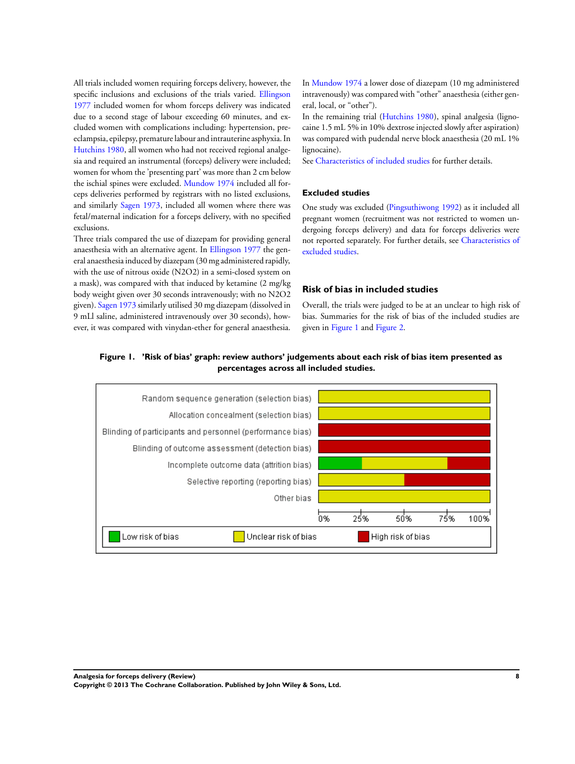All trials included women requiring forceps delivery, however, the specific inclusions and exclusions of the trials varied. Ellingson 1977 included women for whom forceps delivery was indicated due to a second stage of labour exceeding 60 minutes, and excluded women with complications including: hypertension, pre-eclampsia, epilepsy, premature labour and intrauterine asphyxia. In Hutchins 1980, all women who had not received regional analgesia and required an instrumental (forceps) delivery were included; women for whom the 'presenting part' was more than 2 cm below the ischial spines were excluded. Mundow 1974 included all forceps deliveries performed by registrars with no listed exclusions, and similarly Sagen 1973, included all women where there was fetal/maternal indication for a forceps delivery, with no specified exclusions.

Three trials compared the use of diazepam for providing general anaesthesia with an alternative agent. In Ellingson 1977 the general anaesthesia induced by diazepam (30 mg administered rapidly, with the use of nitrous oxide (N2O2) in a semi-closed system on a mask), was compared with that induced by ketamine (2 mg/kg body weight given over 30 seconds intravenously; with no N2O2 given). Sagen 1973 similarly utilised 30 mg diazepam (dissolved in 9 mLl saline, administered intravenously over 30 seconds), however, it was compared with vinydan-ether for general anaesthesia.

In Mundow 1974 a lower dose of diazepam (10 mg administered intravenously) was compared with "other" anaesthesia (either general, local, or "other").

In the remaining trial (Hutchins 1980), spinal analgesia (lignocaine 1.5 mL 5% in 10% dextrose injected slowly after aspiration) was compared with pudendal nerve block anaesthesia (20 mL 1% lignocaine).

See Characteristics of included studies for further details.

### Excluded studies

One study was excluded (Pingsuthiwong 1992) as it included all pregnant women (recruitment was not restricted to women undergoing forceps delivery) and data for forceps deliveries were not reported separately. For further details, see Characteristics of excluded studies.

## Risk of bias in included studies

Overall, the trials were judged to be at an unclear to high risk of bias. Summaries for the risk of bias of the included studies are given in Figure 1 and Figure 2.

**Figure 1. 'Risk of bias' graph: review authors' judgements about each risk of bias item presented as percentages across all included studies.**

| Risk of bias item | Low risk of bias | Unclear risk of bias | High risk of bias |
|---|---|---|---|
| Random sequence generation (selection bias) | 0% | 100% | 0% |
| Allocation concealment (selection bias) | 0% | 100% | 0% |
| Blinding of participants and personnel (performance bias) | 0% | 0% | 100% |
| Blinding of outcome assessment (detection bias) | 0% | 0% | 100% |
| Incomplete outcome data (attrition bias) | 25% | 50% | 25% |
| Selective reporting (reporting bias) | 0% | 50% | 50% |
| Other bias | 0% | 100% | 0% |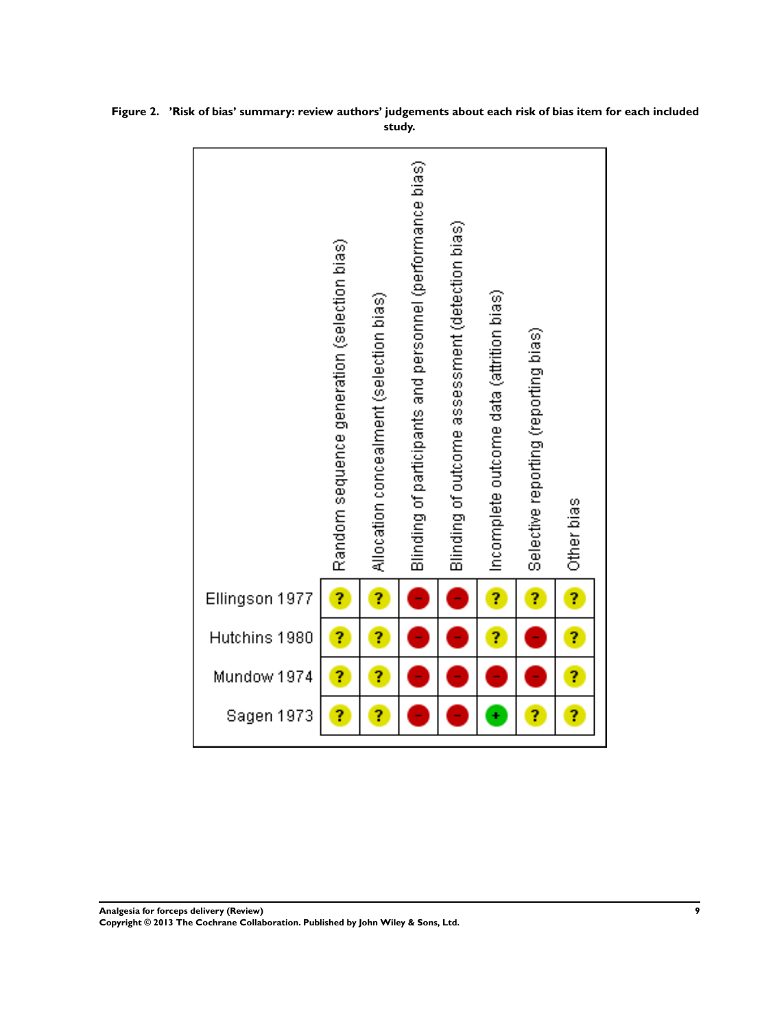**Figure 2. 'Risk of bias' summary: review authors' judgements about each risk of bias item for each included study.**

| | Random sequence generation (selection bias) | Allocation concealment (selection bias) | Blinding of participants and personnel (performance bias) | Blinding of outcome assessment (detection bias) | Incomplete outcome data (attrition bias) | Selective reporting (reporting bias) | Other bias |
|---|---|---|---|---|---|---|---|
| Ellingson 1977 | ? | ? | - | - | ? | ? | ? |
| Hutchins 1980 | ? | ? | - | - | ? | - | ? |
| Mundow 1974 | ? | ? | - | - | - | - | ? |
| Sagen 1973 | ? | ? | - | - | + | ? | ? |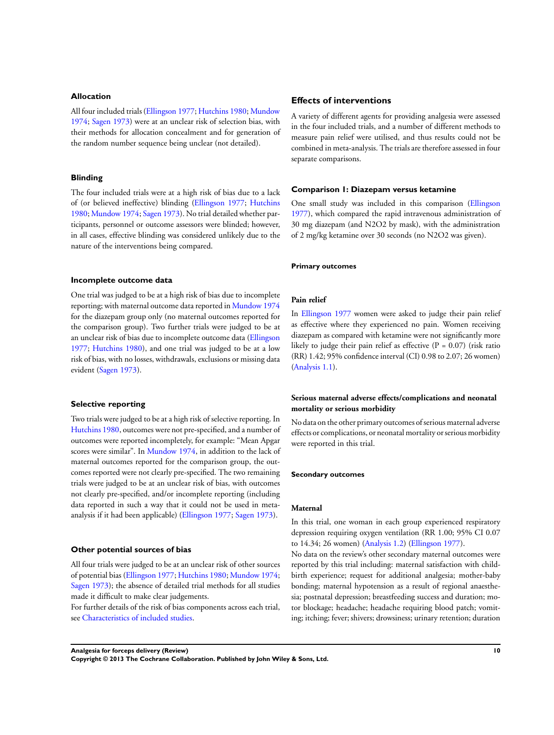### Allocation

All four included trials (Ellingson 1977; Hutchins 1980; Mundow 1974; Sagen 1973) were at an unclear risk of selection bias, with their methods for allocation concealment and for generation of the random number sequence being unclear (not detailed).

### Blinding

The four included trials were at a high risk of bias due to a lack of (or believed ineffective) blinding (Ellingson 1977; Hutchins 1980; Mundow 1974; Sagen 1973). No trial detailed whether participants, personnel or outcome assessors were blinded; however, in all cases, effective blinding was considered unlikely due to the nature of the interventions being compared.

### Incomplete outcome data

One trial was judged to be at a high risk of bias due to incomplete reporting; with maternal outcome data reported in Mundow 1974 for the diazepam group only (no maternal outcomes reported for the comparison group). Two further trials were judged to be at an unclear risk of bias due to incomplete outcome data (Ellingson 1977; Hutchins 1980), and one trial was judged to be at a low risk of bias, with no losses, withdrawals, exclusions or missing data evident (Sagen 1973).

### Selective reporting

Two trials were judged to be at a high risk of selective reporting. In Hutchins 1980, outcomes were not pre-specified, and a number of outcomes were reported incompletely, for example: "Mean Apgar scores were similar". In Mundow 1974, in addition to the lack of maternal outcomes reported for the comparison group, the outcomes reported were not clearly pre-specified. The two remaining trials were judged to be at an unclear risk of bias, with outcomes not clearly pre-specified, and/or incomplete reporting (including data reported in such a way that it could not be used in meta-analysis if it had been applicable) (Ellingson 1977; Sagen 1973).

### Other potential sources of bias

All four trials were judged to be at an unclear risk of other sources of potential bias (Ellingson 1977; Hutchins 1980; Mundow 1974; Sagen 1973); the absence of detailed trial methods for all studies made it difficult to make clear judgements.

For further details of the risk of bias components across each trial, see Characteristics of included studies.

## Effects of interventions

A variety of different agents for providing analgesia were assessed in the four included trials, and a number of different methods to measure pain relief were utilised, and thus results could not be combined in meta-analysis. The trials are therefore assessed in four separate comparisons.

### Comparison 1: Diazepam versus ketamine

One small study was included in this comparison (Ellingson 1977), which compared the rapid intravenous administration of 30 mg diazepam (and N2O2 by mask), with the administration of 2 mg/kg ketamine over 30 seconds (no N2O2 was given).

#### Primary outcomes

#### Pain relief

In Ellingson 1977 women were asked to judge their pain relief as effective where they experienced no pain. Women receiving diazepam as compared with ketamine were not significantly more likely to judge their pain relief as effective ($P = 0.07$) (risk ratio (RR) 1.42; 95% confidence interval (CI) 0.98 to 2.07; 26 women) (Analysis 1.1).

#### Serious maternal adverse effects/complications and neonatal mortality or serious morbidity

No data on the other primary outcomes of serious maternal adverse effects or complications, or neonatal mortality or serious morbidity were reported in this trial.

#### Secondary outcomes

#### Maternal

In this trial, one woman in each group experienced respiratory depression requiring oxygen ventilation (RR 1.00; 95% CI 0.07 to 14.34; 26 women) (Analysis 1.2) (Ellingson 1977).

No data on the review's other secondary maternal outcomes were reported by this trial including: maternal satisfaction with childbirth experience; request for additional analgesia; mother-baby bonding; maternal hypotension as a result of regional anaesthesia; postnatal depression; breastfeeding success and duration; motor blockage; headache; headache requiring blood patch; vomiting; itching; fever; shivers; drowsiness; urinary retention; duration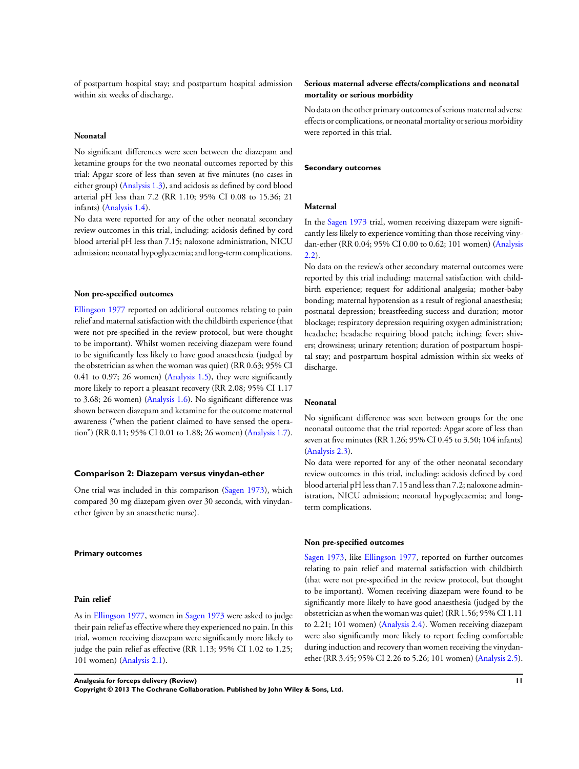of postpartum hospital stay; and postpartum hospital admission within six weeks of discharge.

#### Neonatal

No significant differences were seen between the diazepam and ketamine groups for the two neonatal outcomes reported by this trial: Apgar score of less than seven at five minutes (no cases in either group) (Analysis 1.3), and acidosis as defined by cord blood arterial pH less than 7.2 (RR 1.10; 95% CI 0.08 to 15.36; 21 infants) (Analysis 1.4).

No data were reported for any of the other neonatal secondary review outcomes in this trial, including: acidosis defined by cord blood arterial pH less than 7.15; naloxone administration, NICU admission; neonatal hypoglycaemia; and long-term complications.

#### Non pre-specified outcomes

Ellingson 1977 reported on additional outcomes relating to pain relief and maternal satisfaction with the childbirth experience (that were not pre-specified in the review protocol, but were thought to be important). Whilst women receiving diazepam were found to be significantly less likely to have good anaesthesia (judged by the obstetrician as when the woman was quiet) (RR 0.63; 95% CI 0.41 to 0.97; 26 women) (Analysis 1.5), they were significantly more likely to report a pleasant recovery (RR 2.08; 95% CI 1.17 to 3.68; 26 women) (Analysis 1.6). No significant difference was shown between diazepam and ketamine for the outcome maternal awareness ("when the patient claimed to have sensed the operation") (RR 0.11; 95% CI 0.01 to 1.88; 26 women) (Analysis 1.7).

### Comparison 2: Diazepam versus vinydan-ether

One trial was included in this comparison (Sagen 1973), which compared 30 mg diazepam given over 30 seconds, with vinydan-ether (given by an anaesthetic nurse).

#### Primary outcomes

#### Pain relief

As in Ellingson 1977, women in Sagen 1973 were asked to judge their pain relief as effective where they experienced no pain. In this trial, women receiving diazepam were significantly more likely to judge the pain relief as effective (RR 1.13; 95% CI 1.02 to 1.25; 101 women) (Analysis 2.1).

#### Serious maternal adverse effects/complications and neonatal mortality or serious morbidity

No data on the other primary outcomes of serious maternal adverse effects or complications, or neonatal mortality or serious morbidity were reported in this trial.

#### Secondary outcomes

#### Maternal

In the Sagen 1973 trial, women receiving diazepam were significantly less likely to experience vomiting than those receiving vinydan-ether (RR 0.04; 95% CI 0.00 to 0.62; 101 women) (Analysis 2.2).

No data on the review's other secondary maternal outcomes were reported by this trial including: maternal satisfaction with childbirth experience; request for additional analgesia; mother-baby bonding; maternal hypotension as a result of regional anaesthesia; postnatal depression; breastfeeding success and duration; motor blockage; respiratory depression requiring oxygen administration; headache; headache requiring blood patch; itching; fever; shivers; drowsiness; urinary retention; duration of postpartum hospital stay; and postpartum hospital admission within six weeks of discharge.

#### Neonatal

No significant difference was seen between groups for the one neonatal outcome that the trial reported: Apgar score of less than seven at five minutes (RR 1.26; 95% CI 0.45 to 3.50; 104 infants) (Analysis 2.3).

No data were reported for any of the other neonatal secondary review outcomes in this trial, including: acidosis defined by cord blood arterial pH less than 7.15 and less than 7.2; naloxone administration, NICU admission; neonatal hypoglycaemia; and long-term complications.

#### Non pre-specified outcomes

Sagen 1973, like Ellingson 1977, reported on further outcomes relating to pain relief and maternal satisfaction with childbirth (that were not pre-specified in the review protocol, but thought to be important). Women receiving diazepam were found to be significantly more likely to have good anaesthesia (judged by the obstetrician as when the woman was quiet) (RR 1.56; 95% CI 1.11 to 2.21; 101 women) (Analysis 2.4). Women receiving diazepam were also significantly more likely to report feeling comfortable during induction and recovery than women receiving the vinydan-ether (RR 3.45; 95% CI 2.26 to 5.26; 101 women) (Analysis 2.5).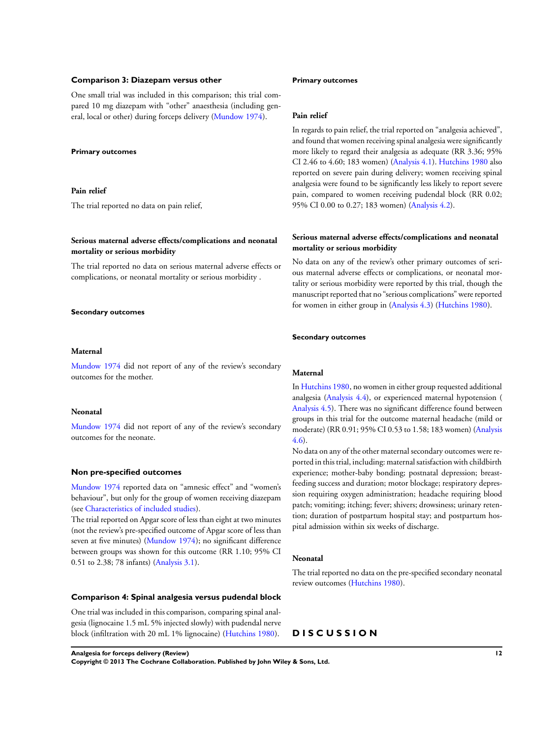### Comparison 3: Diazepam versus other

One small trial was included in this comparison; this trial compared 10 mg diazepam with "other" anaesthesia (including general, local or other) during forceps delivery (Mundow 1974).

#### Primary outcomes

##### Pain relief

The trial reported no data on pain relief,

##### Serious maternal adverse effects/complications and neonatal mortality or serious morbidity

The trial reported no data on serious maternal adverse effects or complications, or neonatal mortality or serious morbidity .

#### Secondary outcomes

##### Maternal

Mundow 1974 did not report of any of the review's secondary outcomes for the mother.

##### Neonatal

Mundow 1974 did not report of any of the review's secondary outcomes for the neonate.

#### Non pre-specified outcomes

Mundow 1974 reported data on "amnesic effect" and "women's behaviour", but only for the group of women receiving diazepam (see Characteristics of included studies).

The trial reported on Apgar score of less than eight at two minutes (not the review's pre-specified outcome of Apgar score of less than seven at five minutes) (Mundow 1974); no significant difference between groups was shown for this outcome (RR 1.10; 95% CI 0.51 to 2.38; 78 infants) (Analysis 3.1).

### Comparison 4: Spinal analgesia versus pudendal block

One trial was included in this comparison, comparing spinal analgesia (lignocaine 1.5 mL 5% injected slowly) with pudendal nerve block (infiltration with 20 mL 1% lignocaine) (Hutchins 1980).

#### Primary outcomes

##### Pain relief

In regards to pain relief, the trial reported on "analgesia achieved", and found that women receiving spinal analgesia were significantly more likely to regard their analgesia as adequate (RR 3.36; 95% CI 2.46 to 4.60; 183 women) (Analysis 4.1). Hutchins 1980 also reported on severe pain during delivery; women receiving spinal analgesia were found to be significantly less likely to report severe pain, compared to women receiving pudendal block (RR 0.02; 95% CI 0.00 to 0.27; 183 women) (Analysis 4.2).

##### Serious maternal adverse effects/complications and neonatal mortality or serious morbidity

No data on any of the review's other primary outcomes of serious maternal adverse effects or complications, or neonatal mortality or serious morbidity were reported by this trial, though the manuscript reported that no "serious complications" were reported for women in either group in (Analysis 4.3) (Hutchins 1980).

#### Secondary outcomes

##### Maternal

In Hutchins 1980, no women in either group requested additional analgesia (Analysis 4.4), or experienced maternal hypotension ( Analysis 4.5). There was no significant difference found between groups in this trial for the outcome maternal headache (mild or moderate) (RR 0.91; 95% CI 0.53 to 1.58; 183 women) (Analysis 4.6).

No data on any of the other maternal secondary outcomes were reported in this trial, including: maternal satisfaction with childbirth experience; mother-baby bonding; postnatal depression; breastfeeding success and duration; motor blockage; respiratory depression requiring oxygen administration; headache requiring blood patch; vomiting; itching; fever; shivers; drowsiness; urinary retention; duration of postpartum hospital stay; and postpartum hospital admission within six weeks of discharge.

##### Neonatal

The trial reported no data on the pre-specified secondary neonatal review outcomes (Hutchins 1980).

# DISCUSSION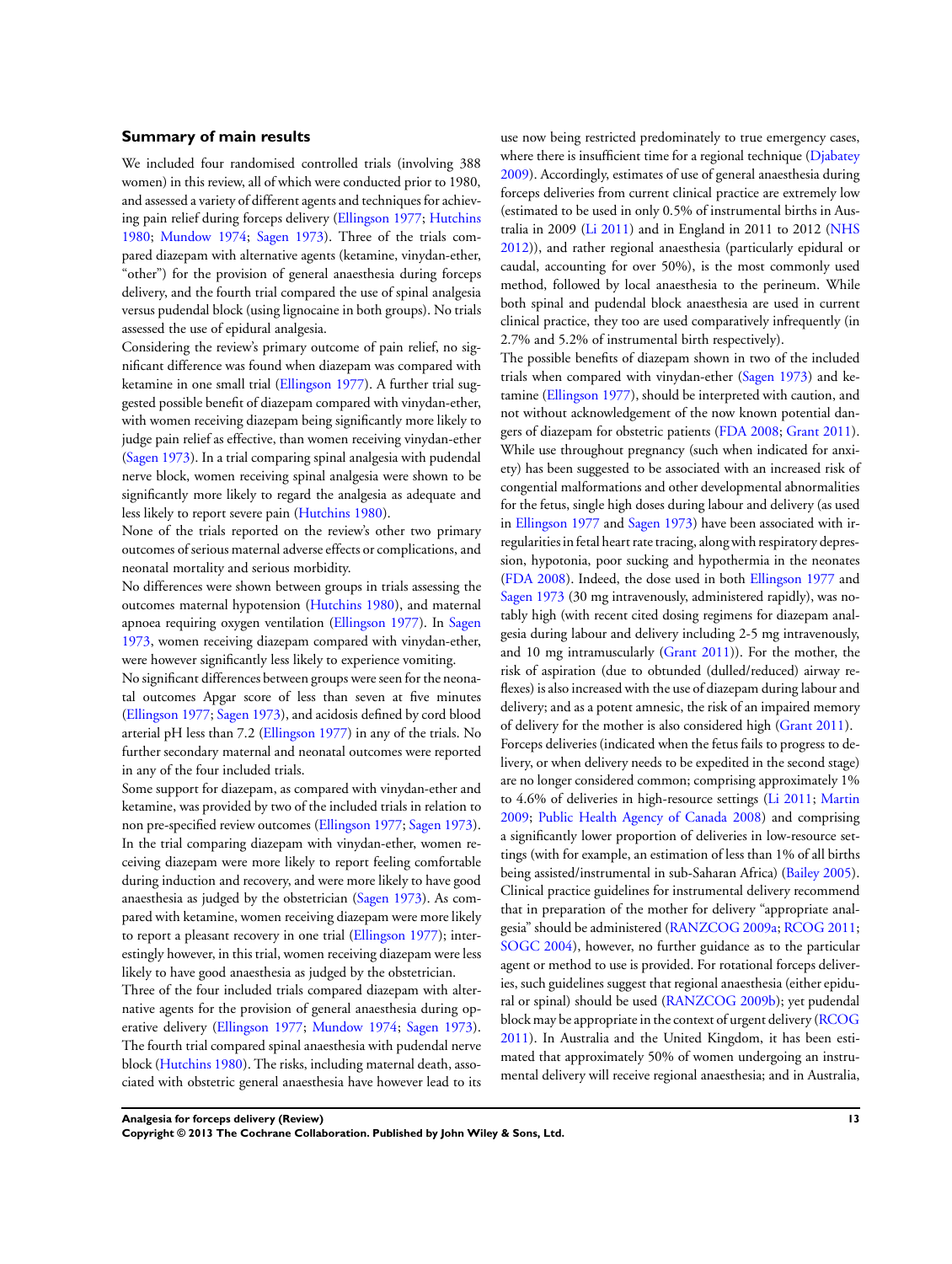### Summary of main results

We included four randomised controlled trials (involving 388 women) in this review, all of which were conducted prior to 1980, and assessed a variety of different agents and techniques for achieving pain relief during forceps delivery (Ellingson 1977; Hutchins 1980; Mundow 1974; Sagen 1973). Three of the trials compared diazepam with alternative agents (ketamine, vinydan-ether, "other") for the provision of general anaesthesia during forceps delivery, and the fourth trial compared the use of spinal analgesia versus pudendal block (using lignocaine in both groups). No trials assessed the use of epidural analgesia.

Considering the review's primary outcome of pain relief, no significant difference was found when diazepam was compared with ketamine in one small trial (Ellingson 1977). A further trial suggested possible benefit of diazepam compared with vinydan-ether, with women receiving diazepam being significantly more likely to judge pain relief as effective, than women receiving vinydan-ether (Sagen 1973). In a trial comparing spinal analgesia with pudendal nerve block, women receiving spinal analgesia were shown to be significantly more likely to regard the analgesia as adequate and less likely to report severe pain (Hutchins 1980).

None of the trials reported on the review's other two primary outcomes of serious maternal adverse effects or complications, and neonatal mortality and serious morbidity.

No differences were shown between groups in trials assessing the outcomes maternal hypotension (Hutchins 1980), and maternal apnoea requiring oxygen ventilation (Ellingson 1977). In Sagen 1973, women receiving diazepam compared with vinydan-ether, were however significantly less likely to experience vomiting.

No significant differences between groups were seen for the neonatal outcomes Apgar score of less than seven at five minutes (Ellingson 1977; Sagen 1973), and acidosis defined by cord blood arterial pH less than 7.2 (Ellingson 1977) in any of the trials. No further secondary maternal and neonatal outcomes were reported in any of the four included trials.

Some support for diazepam, as compared with vinydan-ether and ketamine, was provided by two of the included trials in relation to non pre-specified review outcomes (Ellingson 1977; Sagen 1973). In the trial comparing diazepam with vinydan-ether, women receiving diazepam were more likely to report feeling comfortable during induction and recovery, and were more likely to have good anaesthesia as judged by the obstetrician (Sagen 1973). As compared with ketamine, women receiving diazepam were more likely to report a pleasant recovery in one trial (Ellingson 1977); interestingly however, in this trial, women receiving diazepam were less likely to have good anaesthesia as judged by the obstetrician.

Three of the four included trials compared diazepam with alternative agents for the provision of general anaesthesia during operative delivery (Ellingson 1977; Mundow 1974; Sagen 1973). The fourth trial compared spinal anaesthesia with pudendal nerve block (Hutchins 1980). The risks, including maternal death, associated with obstetric general anaesthesia have however lead to its use now being restricted predominately to true emergency cases, where there is insufficient time for a regional technique (Djabatey 2009). Accordingly, estimates of use of general anaesthesia during forceps deliveries from current clinical practice are extremely low (estimated to be used in only 0.5% of instrumental births in Australia in 2009 (Li 2011) and in England in 2011 to 2012 (NHS 2012)), and rather regional anaesthesia (particularly epidural or caudal, accounting for over 50%), is the most commonly used method, followed by local anaesthesia to the perineum. While both spinal and pudendal block anaesthesia are used in current clinical practice, they too are used comparatively infrequently (in 2.7% and 5.2% of instrumental birth respectively).

The possible benefits of diazepam shown in two of the included trials when compared with vinydan-ether (Sagen 1973) and ketamine (Ellingson 1977), should be interpreted with caution, and not without acknowledgement of the now known potential dangers of diazepam for obstetric patients (FDA 2008; Grant 2011). While use throughout pregnancy (such when indicated for anxiety) has been suggested to be associated with an increased risk of congenital malformations and other developmental abnormalities for the fetus, single high doses during labour and delivery (as used in Ellingson 1977 and Sagen 1973) have been associated with irregularities in fetal heart rate tracing, along with respiratory depression, hypotonia, poor sucking and hypothermia in the neonates (FDA 2008). Indeed, the dose used in both Ellingson 1977 and Sagen 1973 (30 mg intravenously, administered rapidly), was notably high (with recent cited dosing regimens for diazepam analgesia during labour and delivery including 2-5 mg intravenously, and 10 mg intramuscularly (Grant 2011)). For the mother, the risk of aspiration (due to obtunded (dulled/reduced) airway reflexes) is also increased with the use of diazepam during labour and delivery; and as a potent amnesic, the risk of an impaired memory of delivery for the mother is also considered high (Grant 2011).

Forceps deliveries (indicated when the fetus fails to progress to delivery, or when delivery needs to be expedited in the second stage) are no longer considered common; comprising approximately 1% to 4.6% of deliveries in high-resource settings (Li 2011; Martin 2009; Public Health Agency of Canada 2008) and comprising a significantly lower proportion of deliveries in low-resource settings (with for example, an estimation of less than 1% of all births being assisted/instrumental in sub-Saharan Africa) (Bailey 2005). Clinical practice guidelines for instrumental delivery recommend that in preparation of the mother for delivery "appropriate analgesia" should be administered (RANZCOG 2009a; RCOG 2011; SOGC 2004), however, no further guidance as to the particular agent or method to use is provided. For rotational forceps deliveries, such guidelines suggest that regional anaesthesia (either epidural or spinal) should be used (RANZCOG 2009b); yet pudendal block may be appropriate in the context of urgent delivery (RCOG 2011). In Australia and the United Kingdom, it has been estimated that approximately 50% of women undergoing an instrumental delivery will receive regional anaesthesia; and in Australia,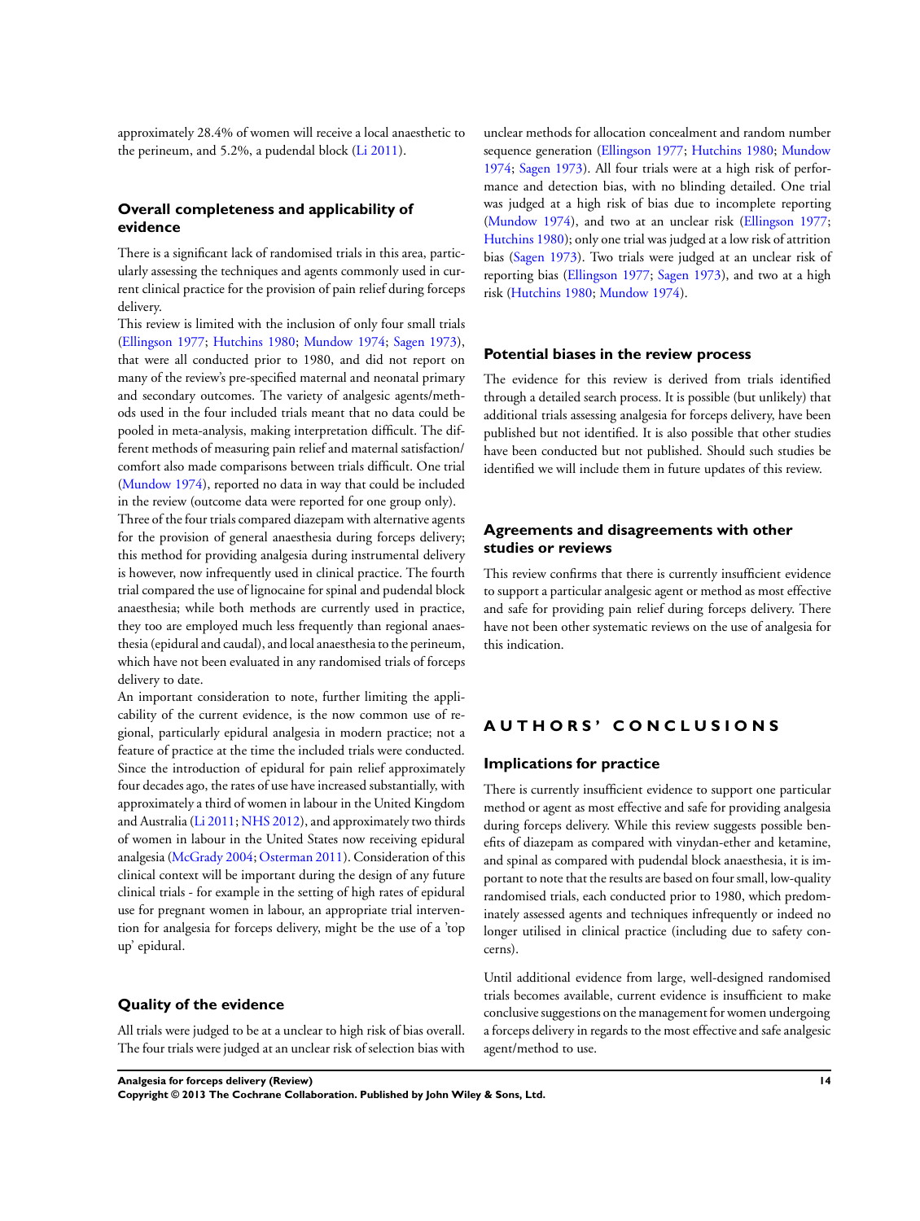approximately 28.4% of women will receive a local anaesthetic to the perineum, and 5.2%, a pudendal block (Li 2011).

## Overall completeness and applicability of evidence

There is a significant lack of randomised trials in this area, particularly assessing the techniques and agents commonly used in current clinical practice for the provision of pain relief during forceps delivery.

This review is limited with the inclusion of only four small trials (Ellingson 1977; Hutchins 1980; Mundow 1974; Sagen 1973), that were all conducted prior to 1980, and did not report on many of the review's pre-specified maternal and neonatal primary and secondary outcomes. The variety of analgesic agents/methods used in the four included trials meant that no data could be pooled in meta-analysis, making interpretation difficult. The different methods of measuring pain relief and maternal satisfaction/comfort also made comparisons between trials difficult. One trial (Mundow 1974), reported no data in way that could be included in the review (outcome data were reported for one group only).

Three of the four trials compared diazepam with alternative agents for the provision of general anaesthesia during forceps delivery; this method for providing analgesia during instrumental delivery is however, now infrequently used in clinical practice. The fourth trial compared the use of lignocaine for spinal and pudendal block anaesthesia; while both methods are currently used in practice, they too are employed much less frequently than regional anaesthesia (epidural and caudal), and local anaesthesia to the perineum, which have not been evaluated in any randomised trials of forceps delivery to date.

An important consideration to note, further limiting the applicability of the current evidence, is the now common use of regional, particularly epidural analgesia in modern practice; not a feature of practice at the time the included trials were conducted. Since the introduction of epidural for pain relief approximately four decades ago, the rates of use have increased substantially, with approximately a third of women in labour in the United Kingdom and Australia (Li 2011; NHS 2012), and approximately two thirds of women in labour in the United States now receiving epidural analgesia (McGrady 2004; Osterman 2011). Consideration of this clinical context will be important during the design of any future clinical trials - for example in the setting of high rates of epidural use for pregnant women in labour, an appropriate trial intervention for analgesia for forceps delivery, might be the use of a 'top up' epidural.

## Quality of the evidence

All trials were judged to be at a unclear to high risk of bias overall. The four trials were judged at an unclear risk of selection bias with unclear methods for allocation concealment and random number sequence generation (Ellingson 1977; Hutchins 1980; Mundow 1974; Sagen 1973). All four trials were at a high risk of performance and detection bias, with no blinding detailed. One trial was judged at a high risk of bias due to incomplete reporting (Mundow 1974), and two at an unclear risk (Ellingson 1977; Hutchins 1980); only one trial was judged at a low risk of attrition bias (Sagen 1973). Two trials were judged at an unclear risk of reporting bias (Ellingson 1977; Sagen 1973), and two at a high risk (Hutchins 1980; Mundow 1974).

## Potential biases in the review process

The evidence for this review is derived from trials identified through a detailed search process. It is possible (but unlikely) that additional trials assessing analgesia for forceps delivery, have been published but not identified. It is also possible that other studies have been conducted but not published. Should such studies be identified we will include them in future updates of this review.

## Agreements and disagreements with other studies or reviews

This review confirms that there is currently insufficient evidence to support a particular analgesic agent or method as most effective and safe for providing pain relief during forceps delivery. There have not been other systematic reviews on the use of analgesia for this indication.

# AUTHORS' CONCLUSIONS

## Implications for practice

There is currently insufficient evidence to support one particular method or agent as most effective and safe for providing analgesia during forceps delivery. While this review suggests possible benefits of diazepam as compared with vinydan-ether and ketamine, and spinal as compared with pudendal block anaesthesia, it is important to note that the results are based on four small, low-quality randomised trials, each conducted prior to 1980, which predominately assessed agents and techniques infrequently or indeed no longer utilised in clinical practice (including due to safety concerns).

Until additional evidence from large, well-designed randomised trials becomes available, current evidence is insufficient to make conclusive suggestions on the management for women undergoing a forceps delivery in regards to the most effective and safe analgesic agent/method to use.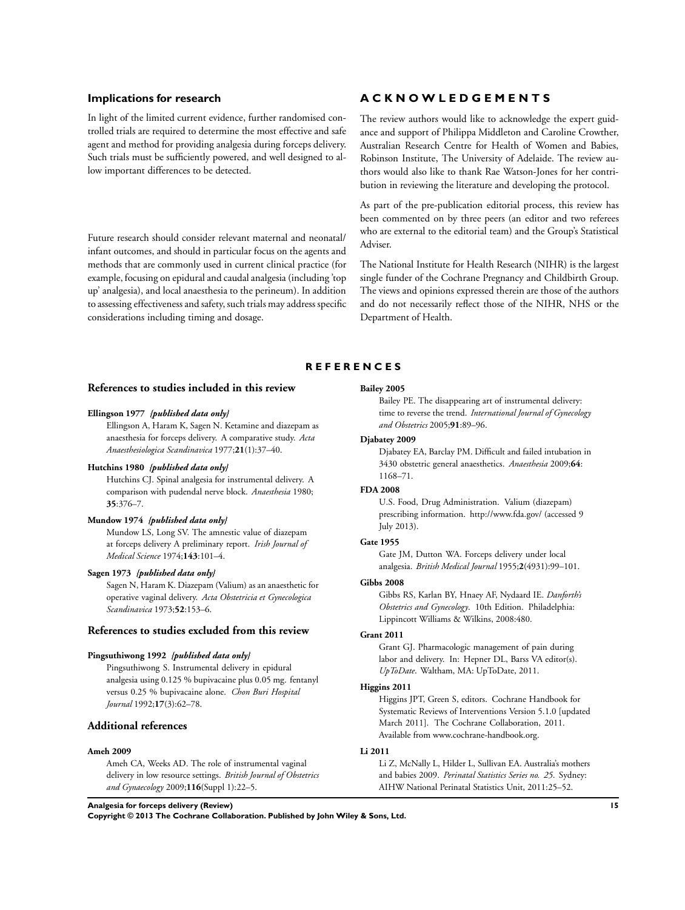### Implications for research

In light of the limited current evidence, further randomised controlled trials are required to determine the most effective and safe agent and method for providing analgesia during forceps delivery. Such trials must be sufficiently powered, and well designed to allow important differences to be detected.

Future research should consider relevant maternal and neonatal/infant outcomes, and should in particular focus on the agents and methods that are commonly used in current clinical practice (for example, focusing on epidural and caudal analgesia (including 'top up' analgesia), and local anaesthesia to the perineum). In addition to assessing effectiveness and safety, such trials may address specific considerations including timing and dosage.

## ACKNOWLEDGEMENTS

The review authors would like to acknowledge the expert guidance and support of Philippa Middleton and Caroline Crowther, Australian Research Centre for Health of Women and Babies, Robinson Institute, The University of Adelaide. The review authors would also like to thank Rae Watson-Jones for her contribution in reviewing the literature and developing the protocol.

As part of the pre-publication editorial process, this review has been commented on by three peers (an editor and two referees who are external to the editorial team) and the Group's Statistical Adviser.

The National Institute for Health Research (NIHR) is the largest single funder of the Cochrane Pregnancy and Childbirth Group. The views and opinions expressed therein are those of the authors and do not necessarily reflect those of the NIHR, NHS or the Department of Health.

## REFERENCES

### References to studies included in this review

**Ellingson 1977** *{published data only}*
Ellingson A, Haram K, Sagen N. Ketamine and diazepam as anaesthesia for forceps delivery. A comparative study. *Acta Anaesthesiologica Scandinavica* 1977;**21**(1):37–40.

**Hutchins 1980** *{published data only}*
Hutchins CJ. Spinal analgesia for instrumental delivery. A comparison with pudendal nerve block. *Anaesthesia* 1980; **35**:376–7.

**Mundow 1974** *{published data only}*
Mundow LS, Long SV. The amnestic value of diazepam at forceps delivery A preliminary report. *Irish Journal of Medical Science* 1974;**143**:101–4.

**Sagen 1973** *{published data only}*
Sagen N, Haram K. Diazepam (Valium) as an anaesthetic for operative vaginal delivery. *Acta Obstetricia et Gynecologica Scandinavica* 1973;**52**:153–6.

### References to studies excluded from this review

**Pingsuthiwong 1992** *{published data only}*
Pingsuthiwong S. Instrumental delivery in epidural analgesia using 0.125 % bupivacaine plus 0.05 mg. fentanyl versus 0.25 % bupivacaine alone. *Chon Buri Hospital Journal* 1992;**17**(3):62–78.

### Additional references

**Ameh 2009**
Ameh CA, Weeks AD. The role of instrumental vaginal delivery in low resource settings. *British Journal of Obstetrics and Gynaecology* 2009;**116**(Suppl 1):22–5.

**Bailey 2005**
Bailey PE. The disappearing art of instrumental delivery: time to reverse the trend. *International Journal of Gynecology and Obstetrics* 2005;**91**:89–96.

**Djabatey 2009**
Djabatey EA, Barclay PM. Difficult and failed intubation in 3430 obstetric general anaesthetics. *Anaesthesia* 2009;**64**: 1168–71.

**FDA 2008**
U.S. Food, Drug Administration. Valium (diazepam) prescribing information. http://www.fda.gov/ (accessed 9 July 2013).

**Gate 1955**
Gate JM, Dutton WA. Forceps delivery under local analgesia. *British Medical Journal* 1955;**2**(4931):99–101.

**Gibbs 2008**
Gibbs RS, Karlan BY, Hnaey AF, Nydaard IE. *Danforth's Obstetrics and Gynecology*. 10th Edition. Philadelphia: Lippincott Williams & Wilkins, 2008:480.

**Grant 2011**
Grant GJ. Pharmacologic management of pain during labor and delivery. In: Hepner DL, Barss VA editor(s). *UpToDate*. Waltham, MA: UpToDate, 2011.

**Higgins 2011**
Higgins JPT, Green S, editors. Cochrane Handbook for Systematic Reviews of Interventions Version 5.1.0 [updated March 2011]. The Cochrane Collaboration, 2011. Available from www.cochrane-handbook.org.

**Li 2011**
Li Z, McNally L, Hilder L, Sullivan EA. Australia's mothers and babies 2009. *Perinatal Statistics Series no. 25*. Sydney: AIHW National Perinatal Statistics Unit, 2011:25–52.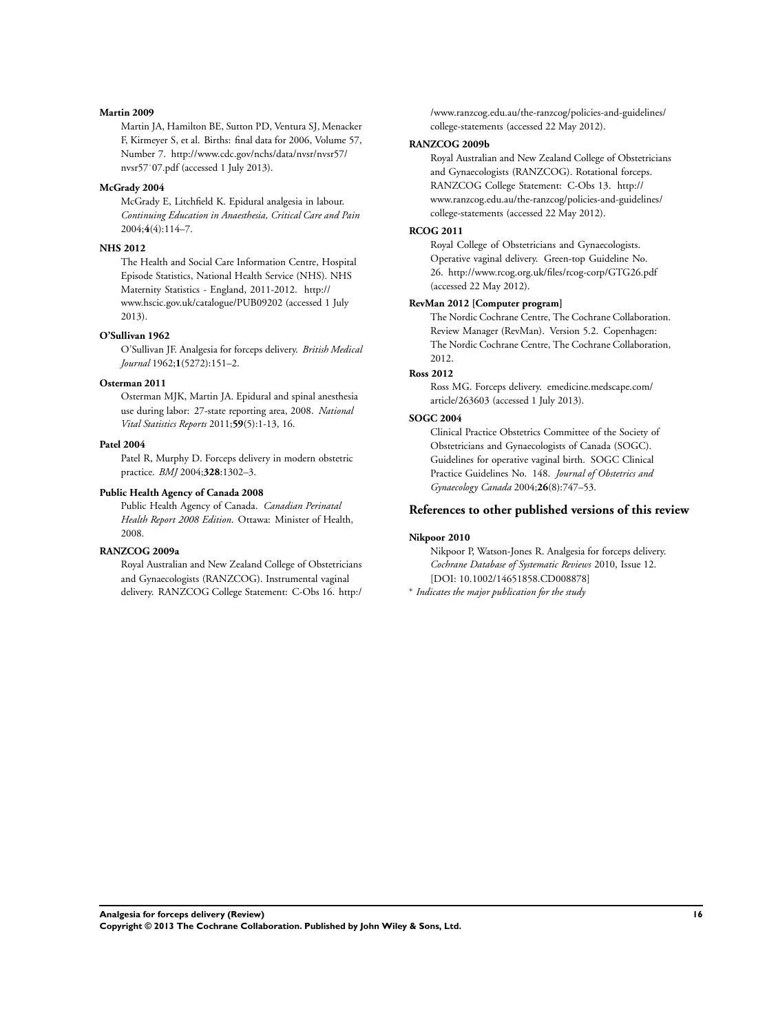**Martin 2009**

Martin JA, Hamilton BE, Sutton PD, Ventura SJ, Menacker F, Kirmeyer S, et al. Births: final data for 2006, Volume 57, Number 7. http://www.cdc.gov/nchs/data/nvsr/nvsr57/nvsr57˙07.pdf (accessed 1 July 2013).

**McGrady 2004**

McGrady E, Litchfield K. Epidural analgesia in labour. *Continuing Education in Anaesthesia, Critical Care and Pain* 2004;**4**(4):114–7.

**NHS 2012**

The Health and Social Care Information Centre, Hospital Episode Statistics, National Health Service (NHS). NHS Maternity Statistics - England, 2011-2012. http://www.hscic.gov.uk/catalogue/PUB09202 (accessed 1 July 2013).

**O'Sullivan 1962**

O'Sullivan JF. Analgesia for forceps delivery. *British Medical Journal* 1962;**1**(5272):151–2.

**Osterman 2011**

Osterman MJK, Martin JA. Epidural and spinal anesthesia use during labor: 27-state reporting area, 2008. *National Vital Statistics Reports* 2011;**59**(5):1-13, 16.

**Patel 2004**

Patel R, Murphy D. Forceps delivery in modern obstetric practice. *BMJ* 2004;**328**:1302–3.

**Public Health Agency of Canada 2008**

Public Health Agency of Canada. *Canadian Perinatal Health Report 2008 Edition*. Ottawa: Minister of Health, 2008.

**RANZCOG 2009a**

Royal Australian and New Zealand College of Obstetricians and Gynaecologists (RANZCOG). Instrumental vaginal delivery. RANZCOG College Statement: C-Obs 16. http://www.ranzcog.edu.au/the-ranzcog/policies-and-guidelines/college-statements (accessed 22 May 2012).

**RANZCOG 2009b**

Royal Australian and New Zealand College of Obstetricians and Gynaecologists (RANZCOG). Rotational forceps. RANZCOG College Statement: C-Obs 13. http://www.ranzcog.edu.au/the-ranzcog/policies-and-guidelines/college-statements (accessed 22 May 2012).

**RCOG 2011**

Royal College of Obstetricians and Gynaecologists. Operative vaginal delivery. Green-top Guideline No. 26. http://www.rcog.org.uk/files/rcog-corp/GTG26.pdf (accessed 22 May 2012).

**RevMan 2012 [Computer program]**

The Nordic Cochrane Centre, The Cochrane Collaboration. Review Manager (RevMan). Version 5.2. Copenhagen: The Nordic Cochrane Centre, The Cochrane Collaboration, 2012.

**Ross 2012**

Ross MG. Forceps delivery. emedicine.medscape.com/article/263603 (accessed 1 July 2013).

**SOGC 2004**

Clinical Practice Obstetrics Committee of the Society of Obstetricians and Gynaecologists of Canada (SOGC). Guidelines for operative vaginal birth. SOGC Clinical Practice Guidelines No. 148. *Journal of Obstetrics and Gynaecology Canada* 2004;**26**(8):747–53.

## References to other published versions of this review

**Nikpoor 2010**

Nikpoor P, Watson-Jones R. Analgesia for forceps delivery. *Cochrane Database of Systematic Reviews* 2010, Issue 12. [DOI: 10.1002/14651858.CD008878]

\* *Indicates the major publication for the study*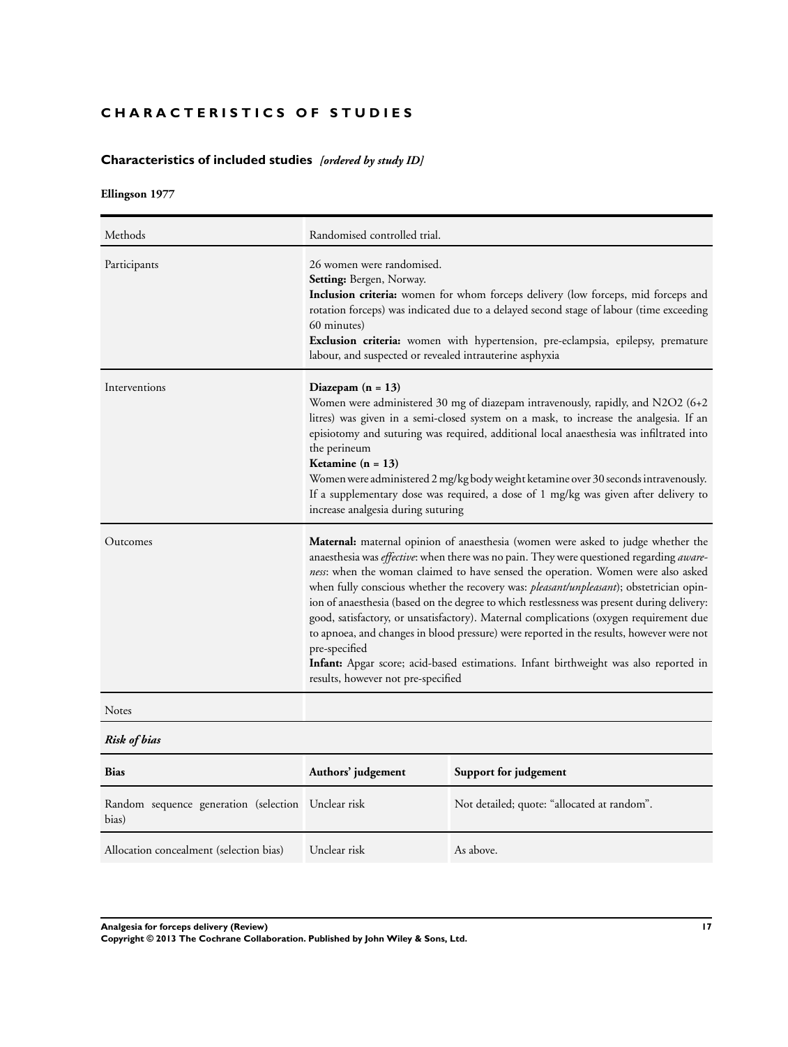# CHARACTERISTICS OF STUDIES

## Characteristics of included studies *[ordered by study ID]*

### Ellingson 1977

| | |
|---|---|
| Methods | Randomised controlled trial. |
| Participants | 26 women were randomised.<br>**Setting:** Bergen, Norway.<br>**Inclusion criteria:** women for whom forceps delivery (low forceps, mid forceps and rotation forceps) was indicated due to a delayed second stage of labour (time exceeding 60 minutes)<br>**Exclusion criteria:** women with hypertension, pre-eclampsia, epilepsy, premature labour, and suspected or revealed intrauterine asphyxia |
| Interventions | **Diazepam (n = 13)**<br>Women were administered 30 mg of diazepam intravenously, rapidly, and N2O2 (6+2 litres) was given in a semi-closed system on a mask, to increase the analgesia. If an episiotomy and suturing was required, additional local anaesthesia was infiltrated into the perineum<br>**Ketamine (n = 13)**<br>Women were administered 2 mg/kg body weight ketamine over 30 seconds intravenously. If a supplementary dose was required, a dose of 1 mg/kg was given after delivery to increase analgesia during suturing |
| Outcomes | **Maternal:** maternal opinion of anaesthesia (women were asked to judge whether the anaesthesia was *effective*: when there was no pain. They were questioned regarding *awareness*: when the woman claimed to have sensed the operation. Women were also asked when fully conscious whether the recovery was: *pleasant/unpleasant*); obstetrician opinion of anaesthesia (based on the degree to which restlessness was present during delivery: good, satisfactory, or unsatisfactory). Maternal complications (oxygen requirement due to apnoea, and changes in blood pressure) were reported in the results, however were not pre-specified<br>**Infant:** Apgar score; acid-based estimations. Infant birthweight was also reported in results, however not pre-specified |
| Notes | |

***Risk of bias***

| Bias | Authors' judgement | Support for judgement |
|---|---|---|
| Random sequence generation (selection bias) | Unclear risk | Not detailed; quote: "allocated at random". |
| Allocation concealment (selection bias) | Unclear risk | As above. |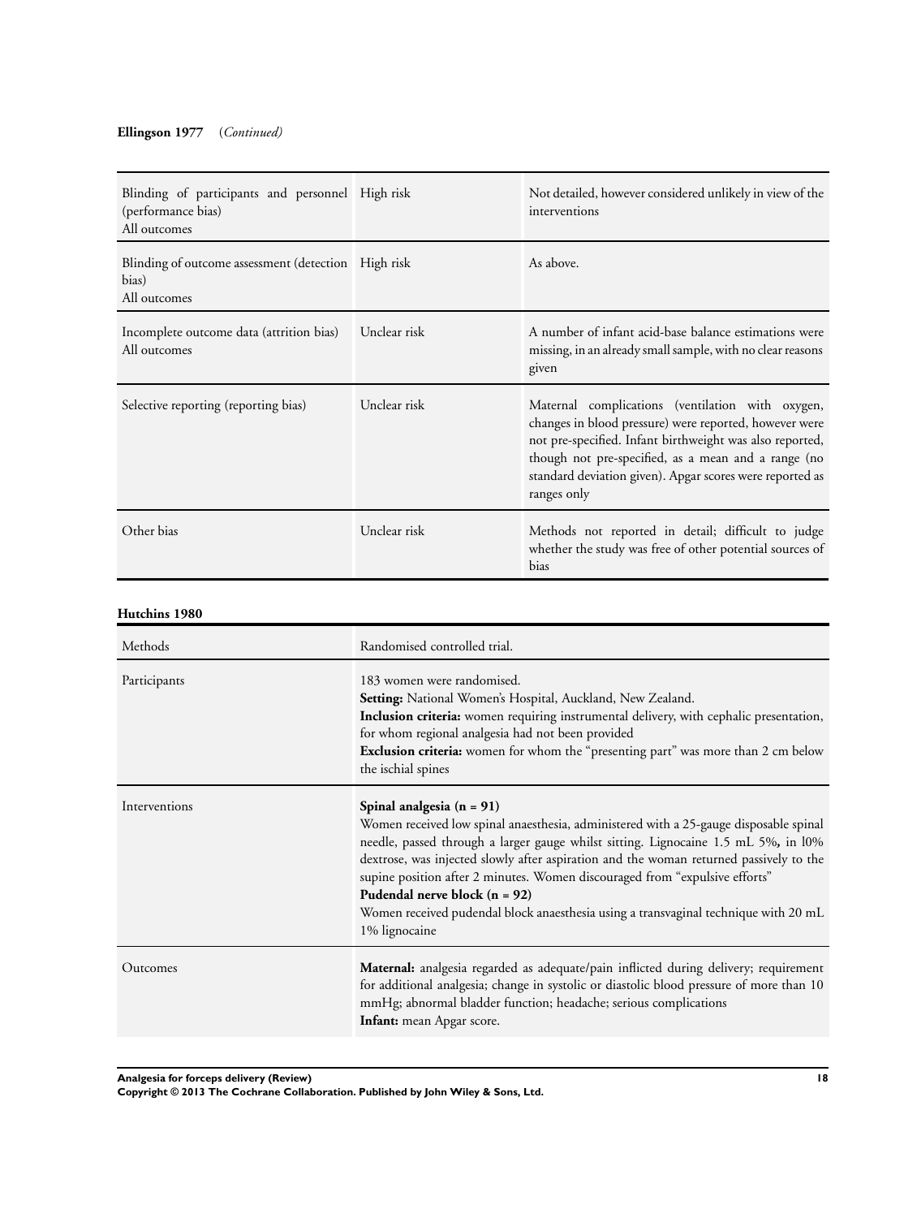**Ellingson 1977** (*Continued*)

| | | |
|---|---|---|
| Blinding of participants and personnel (performance bias)<br>All outcomes | High risk | Not detailed, however considered unlikely in view of the interventions |
| Blinding of outcome assessment (detection bias)<br>All outcomes | High risk | As above. |
| Incomplete outcome data (attrition bias)<br>All outcomes | Unclear risk | A number of infant acid-base balance estimations were missing, in an already small sample, with no clear reasons given |
| Selective reporting (reporting bias) | Unclear risk | Maternal complications (ventilation with oxygen, changes in blood pressure) were reported, however were not pre-specified. Infant birthweight was also reported, though not pre-specified, as a mean and a range (no standard deviation given). Apgar scores were reported as ranges only |
| Other bias | Unclear risk | Methods not reported in detail; difficult to judge whether the study was free of other potential sources of bias |

**Hutchins 1980**

| | |
|---|---|
| Methods | Randomised controlled trial. |
| Participants | 183 women were randomised.<br>**Setting:** National Women's Hospital, Auckland, New Zealand.<br>**Inclusion criteria:** women requiring instrumental delivery, with cephalic presentation, for whom regional analgesia had not been provided<br>**Exclusion criteria:** women for whom the "presenting part" was more than 2 cm below the ischial spines |
| Interventions | **Spinal analgesia (n = 91)**<br>Women received low spinal anaesthesia, administered with a 25-gauge disposable spinal needle, passed through a larger gauge whilst sitting. Lignocaine 1.5 mL 5%, in l0% dextrose, was injected slowly after aspiration and the woman returned passively to the supine position after 2 minutes. Women discouraged from "expulsive efforts"<br>**Pudendal nerve block (n = 92)**<br>Women received pudendal block anaesthesia using a transvaginal technique with 20 mL 1% lignocaine |
| Outcomes | **Maternal:** analgesia regarded as adequate/pain inflicted during delivery; requirement for additional analgesia; change in systolic or diastolic blood pressure of more than 10 mmHg; abnormal bladder function; headache; serious complications<br>**Infant:** mean Apgar score. |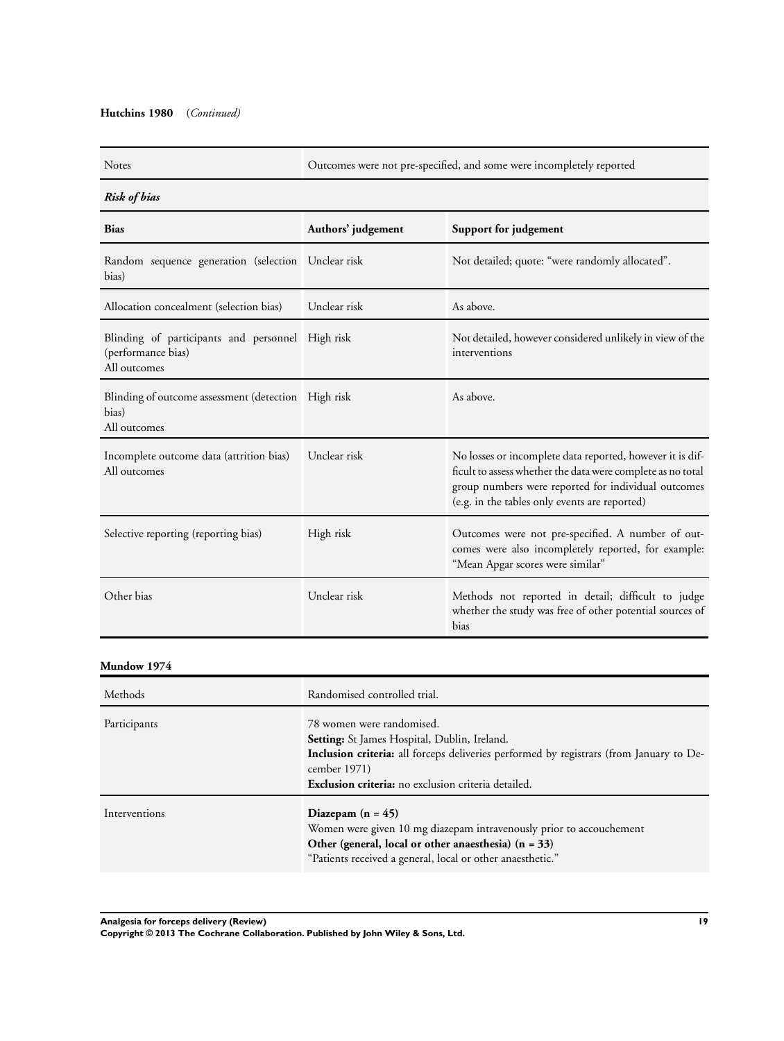**Hutchins 1980** (*Continued*)

| Notes | Outcomes were not pre-specified, and some were incompletely reported |
|---|---|

***Risk of bias***

| Bias | Authors' judgement | Support for judgement |
|---|---|---|
| Random sequence generation (selection bias) | Unclear risk | Not detailed; quote: "were randomly allocated". |
| Allocation concealment (selection bias) | Unclear risk | As above. |
| Blinding of participants and personnel (performance bias)<br>All outcomes | High risk | Not detailed, however considered unlikely in view of the interventions |
| Blinding of outcome assessment (detection bias)<br>All outcomes | High risk | As above. |
| Incomplete outcome data (attrition bias)<br>All outcomes | Unclear risk | No losses or incomplete data reported, however it is difficult to assess whether the data were complete as no total group numbers were reported for individual outcomes (e.g. in the tables only events are reported) |
| Selective reporting (reporting bias) | High risk | Outcomes were not pre-specified. A number of outcomes were also incompletely reported, for example: "Mean Apgar scores were similar" |
| Other bias | Unclear risk | Methods not reported in detail; difficult to judge whether the study was free of other potential sources of bias |

**Mundow 1974**

| Methods | Randomised controlled trial. |
|---|---|
| Participants | 78 women were randomised.<br>**Setting:** St James Hospital, Dublin, Ireland.<br>**Inclusion criteria:** all forceps deliveries performed by registrars (from January to December 1971)<br>**Exclusion criteria:** no exclusion criteria detailed. |
| Interventions | **Diazepam (n = 45)**<br>Women were given 10 mg diazepam intravenously prior to accouchement<br>**Other (general, local or other anaesthesia) (n = 33)**<br>"Patients received a general, local or other anaesthetic." |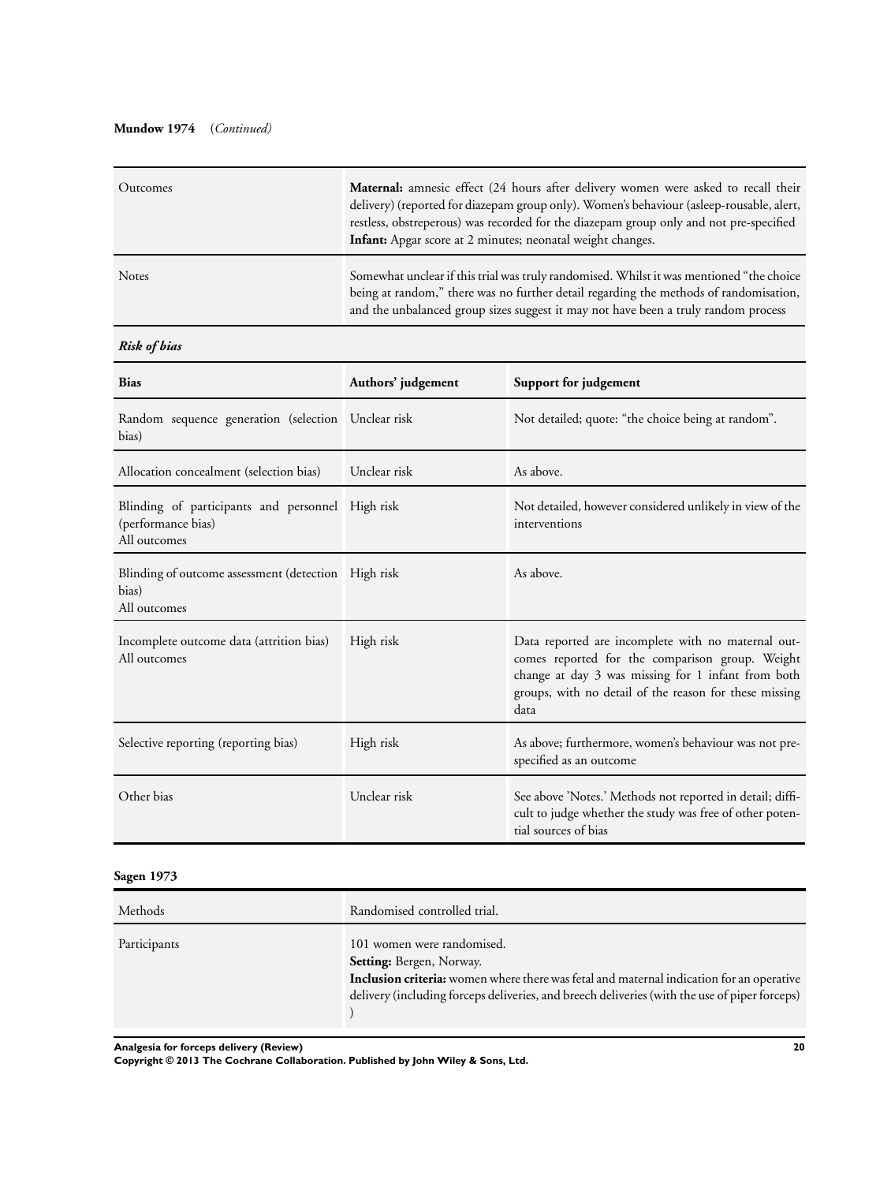**Mundow 1974** (*Continued*)

| | |
|---|---|
| Outcomes | **Maternal:** amnesic effect (24 hours after delivery women were asked to recall their delivery) (reported for diazepam group only). Women's behaviour (asleep-rousable, alert, restless, obstreperous) was recorded for the diazepam group only and not pre-specified<br>**Infant:** Apgar score at 2 minutes; neonatal weight changes. |
| Notes | Somewhat unclear if this trial was truly randomised. Whilst it was mentioned "the choice being at random," there was no further detail regarding the methods of randomisation, and the unbalanced group sizes suggest it may not have been a truly random process |

***Risk of bias***

| Bias | Authors' judgement | Support for judgement |
|---|---|---|
| Random sequence generation (selection bias) | Unclear risk | Not detailed; quote: "the choice being at random". |
| Allocation concealment (selection bias) | Unclear risk | As above. |
| Blinding of participants and personnel (performance bias)<br>All outcomes | High risk | Not detailed, however considered unlikely in view of the interventions |
| Blinding of outcome assessment (detection bias)<br>All outcomes | High risk | As above. |
| Incomplete outcome data (attrition bias)<br>All outcomes | High risk | Data reported are incomplete with no maternal outcomes reported for the comparison group. Weight change at day 3 was missing for 1 infant from both groups, with no detail of the reason for these missing data |
| Selective reporting (reporting bias) | High risk | As above; furthermore, women's behaviour was not pre-specified as an outcome |
| Other bias | Unclear risk | See above 'Notes.' Methods not reported in detail; difficult to judge whether the study was free of other potential sources of bias |

**Sagen 1973**

| | |
|---|---|
| Methods | Randomised controlled trial. |
| Participants | 101 women were randomised.<br>**Setting:** Bergen, Norway.<br>**Inclusion criteria:** women where there was fetal and maternal indication for an operative delivery (including forceps deliveries, and breech deliveries (with the use of piper forceps)<br>) |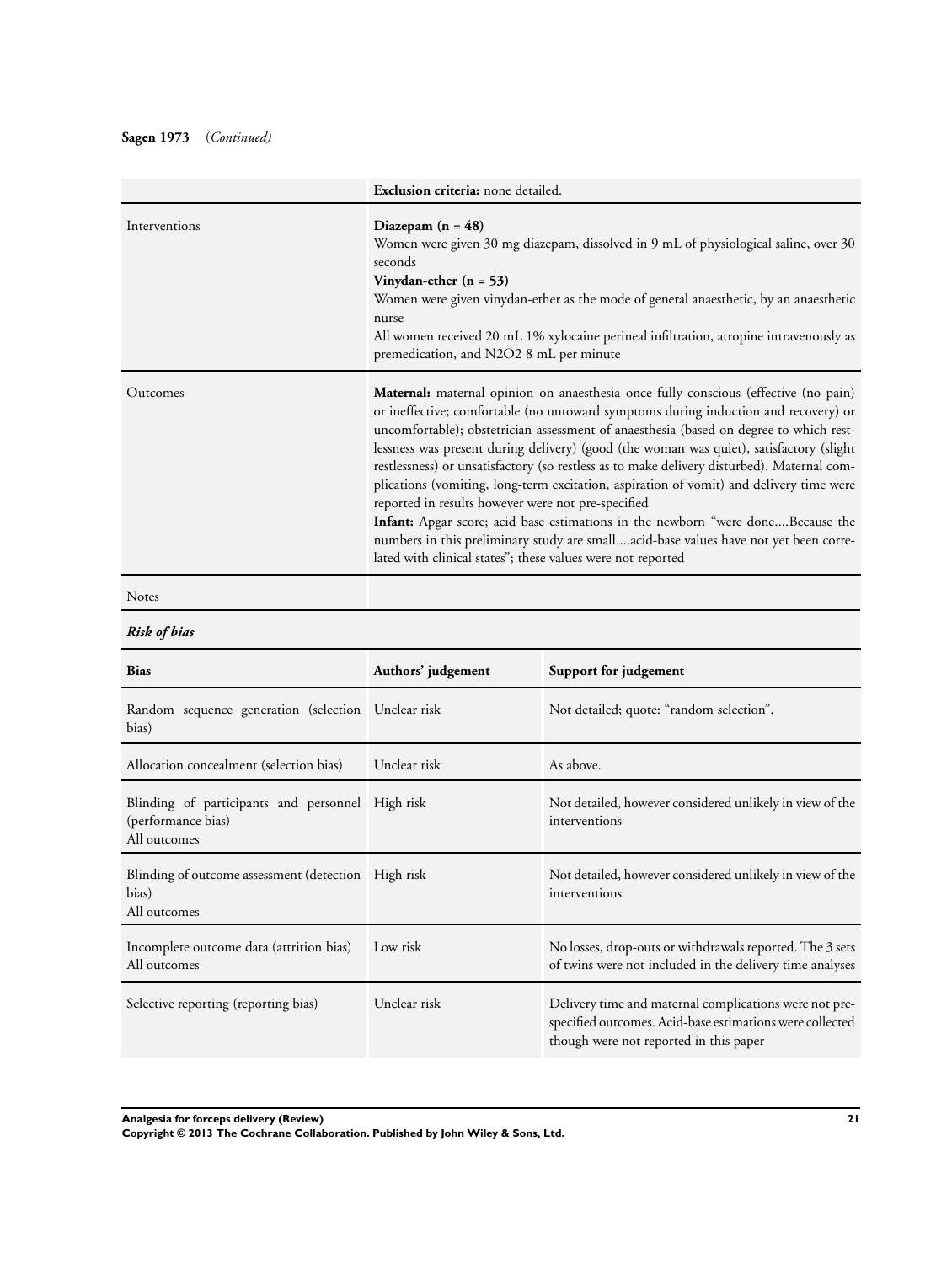**Sagen 1973** (*Continued*)

| | |
|---|---|
| | **Exclusion criteria:** none detailed. |
| Interventions | **Diazepam (n = 48)**<br>Women were given 30 mg diazepam, dissolved in 9 mL of physiological saline, over 30 seconds<br>**Vinydan-ether (n = 53)**<br>Women were given vinydan-ether as the mode of general anaesthetic, by an anaesthetic nurse<br>All women received 20 mL 1% xylocaine perineal infiltration, atropine intravenously as premedication, and N2O2 8 mL per minute |
| Outcomes | **Maternal:** maternal opinion on anaesthesia once fully conscious (effective (no pain) or ineffective; comfortable (no untoward symptoms during induction and recovery) or uncomfortable); obstetrician assessment of anaesthesia (based on degree to which restlessness was present during delivery) (good (the woman was quiet), satisfactory (slight restlessness) or unsatisfactory (so restless as to make delivery disturbed). Maternal complications (vomiting, long-term excitation, aspiration of vomit) and delivery time were reported in results however were not pre-specified<br>**Infant:** Apgar score; acid base estimations in the newborn "were done....Because the numbers in this preliminary study are small....acid-base values have not yet been correlated with clinical states"; these values were not reported |
| Notes | |

***Risk of bias***

| **Bias** | **Authors' judgement** | **Support for judgement** |
|---|---|---|
| Random sequence generation (selection bias) | Unclear risk | Not detailed; quote: "random selection". |
| Allocation concealment (selection bias) | Unclear risk | As above. |
| Blinding of participants and personnel (performance bias)<br>All outcomes | High risk | Not detailed, however considered unlikely in view of the interventions |
| Blinding of outcome assessment (detection bias)<br>All outcomes | High risk | Not detailed, however considered unlikely in view of the interventions |
| Incomplete outcome data (attrition bias)<br>All outcomes | Low risk | No losses, drop-outs or withdrawals reported. The 3 sets of twins were not included in the delivery time analyses |
| Selective reporting (reporting bias) | Unclear risk | Delivery time and maternal complications were not pre-specified outcomes. Acid-base estimations were collected though were not reported in this paper |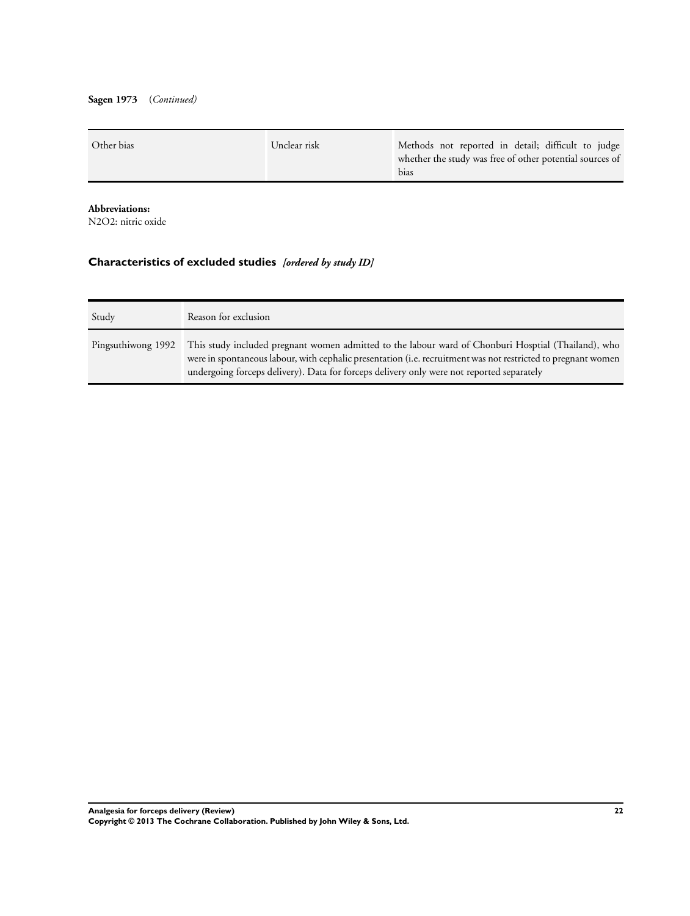**Sagen 1973** (*Continued*)

| | | |
|---|---|---|
| Other bias | Unclear risk | Methods not reported in detail; difficult to judge whether the study was free of other potential sources of bias |

**Abbreviations:**
N2O2: nitric oxide

## Characteristics of excluded studies *[ordered by study ID]*

| Study | Reason for exclusion |
|---|---|
| Pingsuthiwong 1992 | This study included pregnant women admitted to the labour ward of Chonburi Hosptial (Thailand), who were in spontaneous labour, with cephalic presentation (i.e. recruitment was not restricted to pregnant women undergoing forceps delivery). Data for forceps delivery only were not reported separately |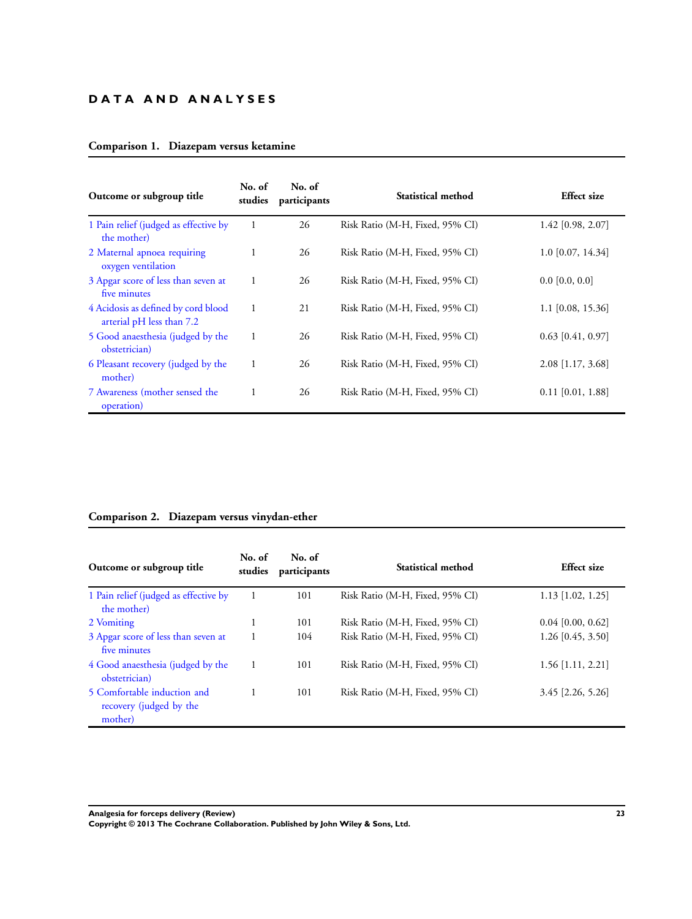# DATA AND ANALYSES

### Comparison 1. Diazepam versus ketamine

| Outcome or subgroup title | No. of studies | No. of participants | Statistical method | Effect size |
|---|---|---|---|---|
| 1 Pain relief (judged as effective by the mother) | 1 | 26 | Risk Ratio (M-H, Fixed, 95% CI) | 1.42 [0.98, 2.07] |
| 2 Maternal apnoea requiring oxygen ventilation | 1 | 26 | Risk Ratio (M-H, Fixed, 95% CI) | 1.0 [0.07, 14.34] |
| 3 Apgar score of less than seven at five minutes | 1 | 26 | Risk Ratio (M-H, Fixed, 95% CI) | 0.0 [0.0, 0.0] |
| 4 Acidosis as defined by cord blood arterial pH less than 7.2 | 1 | 21 | Risk Ratio (M-H, Fixed, 95% CI) | 1.1 [0.08, 15.36] |
| 5 Good anaesthesia (judged by the obstetrician) | 1 | 26 | Risk Ratio (M-H, Fixed, 95% CI) | 0.63 [0.41, 0.97] |
| 6 Pleasant recovery (judged by the mother) | 1 | 26 | Risk Ratio (M-H, Fixed, 95% CI) | 2.08 [1.17, 3.68] |
| 7 Awareness (mother sensed the operation) | 1 | 26 | Risk Ratio (M-H, Fixed, 95% CI) | 0.11 [0.01, 1.88] |

### Comparison 2. Diazepam versus vinydan-ether

| Outcome or subgroup title | No. of studies | No. of participants | Statistical method | Effect size |
|---|---|---|---|---|
| 1 Pain relief (judged as effective by the mother) | 1 | 101 | Risk Ratio (M-H, Fixed, 95% CI) | 1.13 [1.02, 1.25] |
| 2 Vomiting | 1 | 101 | Risk Ratio (M-H, Fixed, 95% CI) | 0.04 [0.00, 0.62] |
| 3 Apgar score of less than seven at five minutes | 1 | 104 | Risk Ratio (M-H, Fixed, 95% CI) | 1.26 [0.45, 3.50] |
| 4 Good anaesthesia (judged by the obstetrician) | 1 | 101 | Risk Ratio (M-H, Fixed, 95% CI) | 1.56 [1.11, 2.21] |
| 5 Comfortable induction and recovery (judged by the mother) | 1 | 101 | Risk Ratio (M-H, Fixed, 95% CI) | 3.45 [2.26, 5.26] |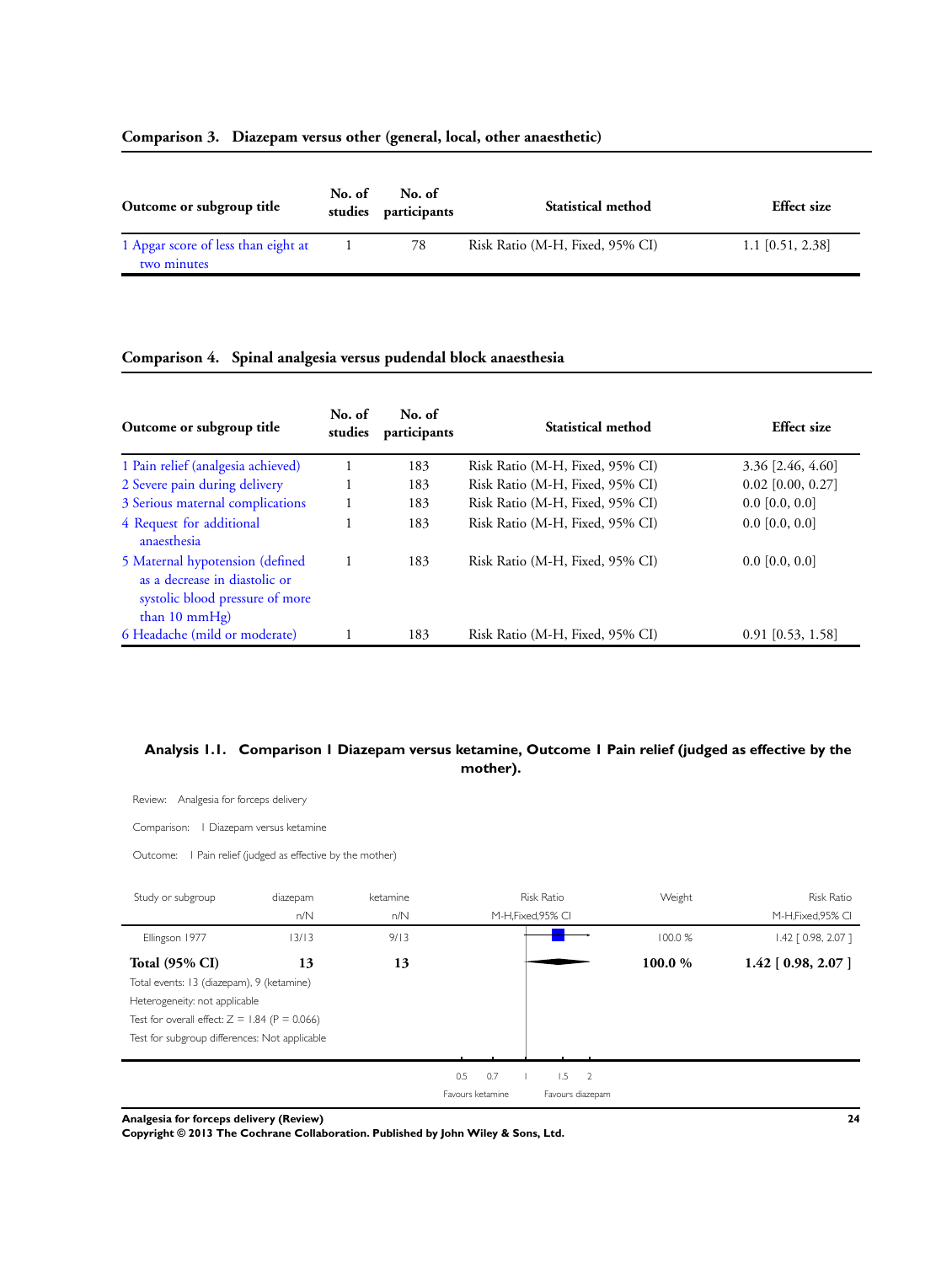### Comparison 3. Diazepam versus other (general, local, other anaesthetic)

| Outcome or subgroup title | No. of studies | No. of participants | Statistical method | Effect size |
|---|---|---|---|---|
| 1 Apgar score of less than eight at two minutes | 1 | 78 | Risk Ratio (M-H, Fixed, 95% CI) | 1.1 [0.51, 2.38] |

### Comparison 4. Spinal analgesia versus pudendal block anaesthesia

| Outcome or subgroup title | No. of studies | No. of participants | Statistical method | Effect size |
|---|---|---|---|---|
| 1 Pain relief (analgesia achieved) | 1 | 183 | Risk Ratio (M-H, Fixed, 95% CI) | 3.36 [2.46, 4.60] |
| 2 Severe pain during delivery | 1 | 183 | Risk Ratio (M-H, Fixed, 95% CI) | 0.02 [0.00, 0.27] |
| 3 Serious maternal complications | 1 | 183 | Risk Ratio (M-H, Fixed, 95% CI) | 0.0 [0.0, 0.0] |
| 4 Request for additional anaesthesia | 1 | 183 | Risk Ratio (M-H, Fixed, 95% CI) | 0.0 [0.0, 0.0] |
| 5 Maternal hypotension (defined as a decrease in diastolic or systolic blood pressure of more than 10 mmHg) | 1 | 183 | Risk Ratio (M-H, Fixed, 95% CI) | 0.0 [0.0, 0.0] |
| 6 Headache (mild or moderate) | 1 | 183 | Risk Ratio (M-H, Fixed, 95% CI) | 0.91 [0.53, 1.58] |

### Analysis 1.1. Comparison 1 Diazepam versus ketamine, Outcome 1 Pain relief (judged as effective by the mother).

Review: Analgesia for forceps delivery

Comparison: 1 Diazepam versus ketamine

Outcome: 1 Pain relief (judged as effective by the mother)

| Study or subgroup | diazepam n/N | ketamine n/N | Risk Ratio M-H,Fixed,95% CI | Weight | Risk Ratio M-H,Fixed,95% CI |
|---|---|---|---|---|---|
| Ellingson 1977 | 13/13 | 9/13 | | 100.0 % | 1.42 [ 0.98, 2.07 ] |
| **Total (95% CI)** | **13** | **13** | | **100.0 %** | **1.42 [ 0.98, 2.07 ]** |

Total events: 13 (diazepam), 9 (ketamine)

Heterogeneity: not applicable

Test for overall effect: Z = 1.84 (P = 0.066)

Test for subgroup differences: Not applicable

0.5 0.7 1 1.5 2

Favours ketamine Favours diazepam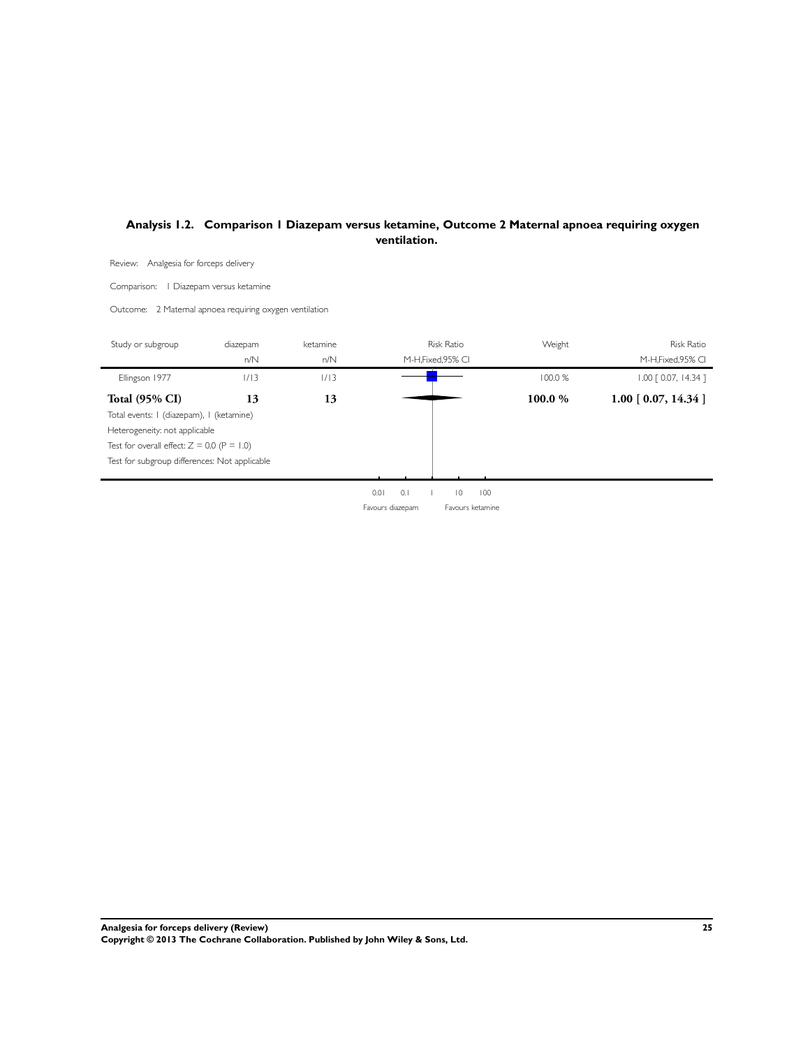## Analysis 1.2. Comparison 1 Diazepam versus ketamine, Outcome 2 Maternal apnoea requiring oxygen ventilation.

Review: Analgesia for forceps delivery

Comparison: 1 Diazepam versus ketamine

Outcome: 2 Maternal apnoea requiring oxygen ventilation

| Study or subgroup | diazepam n/N | ketamine n/N | Risk Ratio M-H,Fixed,95% CI | Weight | Risk Ratio M-H,Fixed,95% CI |
|---|---|---|---|---|---|
| Ellingson 1977 | 1/13 | 1/13 | | 100.0 % | 1.00 [ 0.07, 14.34 ] |
| **Total (95% CI)** | **13** | **13** | | **100.0 %** | **1.00 [ 0.07, 14.34 ]** |

Total events: 1 (diazepam), 1 (ketamine)

Heterogeneity: not applicable

Test for overall effect: Z = 0.0 (P = 1.0)

Test for subgroup differences: Not applicable

0.01 0.1 1 10 100

Favours diazepam Favours ketamine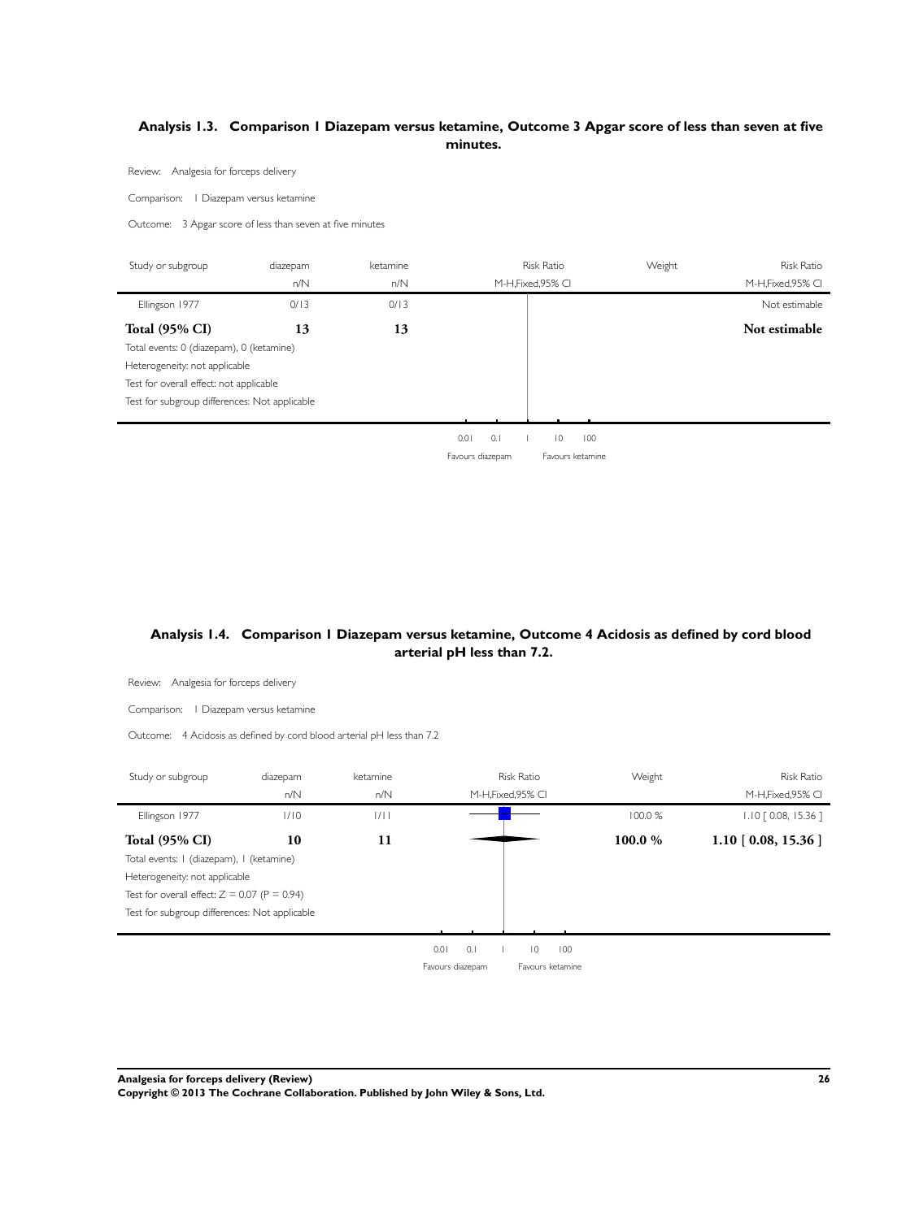### Analysis 1.3. Comparison 1 Diazepam versus ketamine, Outcome 3 Apgar score of less than seven at five minutes.

Review: Analgesia for forceps delivery

Comparison: 1 Diazepam versus ketamine

Outcome: 3 Apgar score of less than seven at five minutes

| Study or subgroup | diazepam n/N | ketamine n/N | Risk Ratio M-H,Fixed,95% CI | Weight | Risk Ratio M-H,Fixed,95% CI |
|---|---|---|---|---|---|
| Ellingson 1977 | 0/13 | 0/13 | | | Not estimable |
| **Total (95% CI)** | **13** | **13** | | | **Not estimable** |

Total events: 0 (diazepam), 0 (ketamine)
Heterogeneity: not applicable
Test for overall effect: not applicable
Test for subgroup differences: Not applicable

0.01 0.1 1 10 100
Favours diazepam Favours ketamine

### Analysis 1.4. Comparison 1 Diazepam versus ketamine, Outcome 4 Acidosis as defined by cord blood arterial pH less than 7.2.

Review: Analgesia for forceps delivery

Comparison: 1 Diazepam versus ketamine

Outcome: 4 Acidosis as defined by cord blood arterial pH less than 7.2

| Study or subgroup | diazepam n/N | ketamine n/N | Risk Ratio M-H,Fixed,95% CI | Weight | Risk Ratio M-H,Fixed,95% CI |
|---|---|---|---|---|---|
| Ellingson 1977 | 1/10 | 1/11 | | 100.0 % | 1.10 [ 0.08, 15.36 ] |
| **Total (95% CI)** | **10** | **11** | | **100.0 %** | **1.10 [ 0.08, 15.36 ]** |

Total events: 1 (diazepam), 1 (ketamine)
Heterogeneity: not applicable
Test for overall effect: $Z = 0.07$ ($P = 0.94$)
Test for subgroup differences: Not applicable

0.01 0.1 1 10 100
Favours diazepam Favours ketamine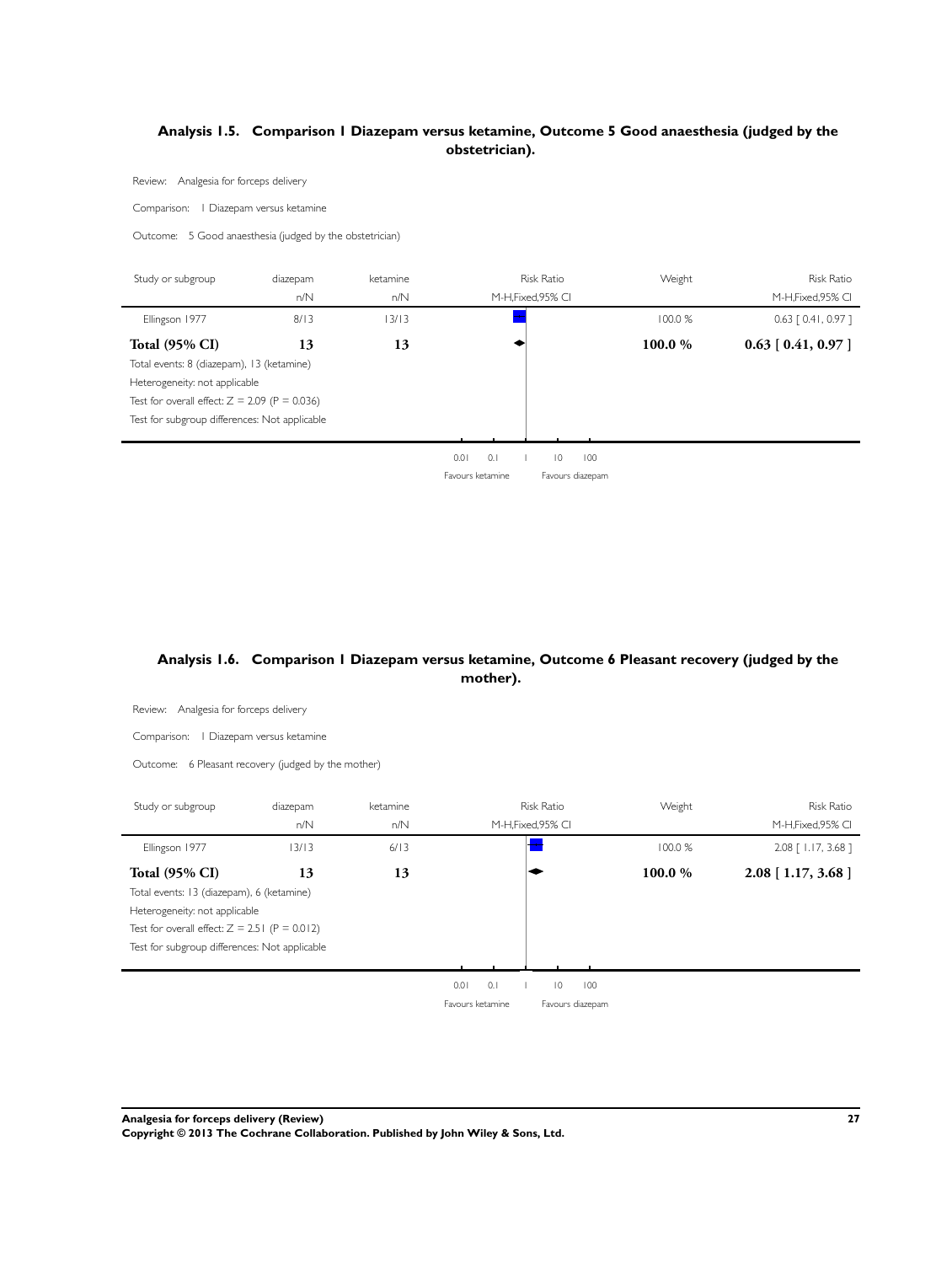### Analysis 1.5. Comparison 1 Diazepam versus ketamine, Outcome 5 Good anaesthesia (judged by the obstetrician).

Review: Analgesia for forceps delivery

Comparison: 1 Diazepam versus ketamine

Outcome: 5 Good anaesthesia (judged by the obstetrician)

| Study or subgroup | diazepam n/N | ketamine n/N | Risk Ratio M-H,Fixed,95% CI | Weight | Risk Ratio M-H,Fixed,95% CI |
|---|---|---|---|---|---|
| Ellingson 1977 | 8/13 | 13/13 | | 100.0 % | 0.63 [ 0.41, 0.97 ] |
| **Total (95% CI)** | **13** | **13** | | **100.0 %** | **0.63 [ 0.41, 0.97 ]** |

Total events: 8 (diazepam), 13 (ketamine)

Heterogeneity: not applicable

Test for overall effect: Z = 2.09 (P = 0.036)

Test for subgroup differences: Not applicable

0.01 0.1 1 10 100

Favours ketamine Favours diazepam

### Analysis 1.6. Comparison 1 Diazepam versus ketamine, Outcome 6 Pleasant recovery (judged by the mother).

Review: Analgesia for forceps delivery

Comparison: 1 Diazepam versus ketamine

Outcome: 6 Pleasant recovery (judged by the mother)

| Study or subgroup | diazepam n/N | ketamine n/N | Risk Ratio M-H,Fixed,95% CI | Weight | Risk Ratio M-H,Fixed,95% CI |
|---|---|---|---|---|---|
| Ellingson 1977 | 13/13 | 6/13 | | 100.0 % | 2.08 [ 1.17, 3.68 ] |
| **Total (95% CI)** | **13** | **13** | | **100.0 %** | **2.08 [ 1.17, 3.68 ]** |

Total events: 13 (diazepam), 6 (ketamine)

Heterogeneity: not applicable

Test for overall effect: Z = 2.51 (P = 0.012)

Test for subgroup differences: Not applicable

0.01 0.1 1 10 100

Favours ketamine Favours diazepam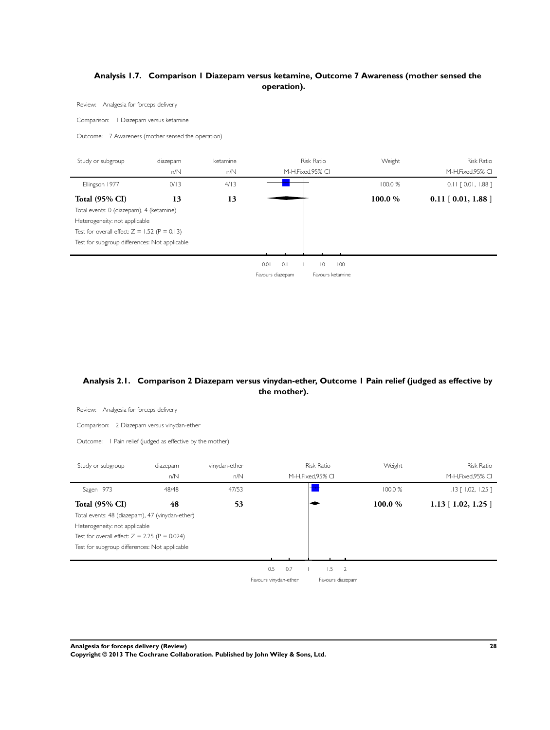### Analysis 1.7. Comparison 1 Diazepam versus ketamine, Outcome 7 Awareness (mother sensed the operation).

Review: Analgesia for forceps delivery

Comparison: 1 Diazepam versus ketamine

Outcome: 7 Awareness (mother sensed the operation)

| Study or subgroup | diazepam n/N | ketamine n/N | Risk Ratio M-H,Fixed,95% CI | Weight | Risk Ratio M-H,Fixed,95% CI |
|---|---|---|---|---|---|
| Ellingson 1977 | 0/13 | 4/13 | | 100.0 % | 0.11 [ 0.01, 1.88 ] |
| **Total (95% CI)** | **13** | **13** | | **100.0 %** | **0.11 [ 0.01, 1.88 ]** |

Total events: 0 (diazepam), 4 (ketamine)

Heterogeneity: not applicable

Test for overall effect: Z = 1.52 (P = 0.13)

Test for subgroup differences: Not applicable

0.01 0.1 1 10 100

Favours diazepam Favours ketamine

### Analysis 2.1. Comparison 2 Diazepam versus vinydan-ether, Outcome 1 Pain relief (judged as effective by the mother).

Review: Analgesia for forceps delivery

Comparison: 2 Diazepam versus vinydan-ether

Outcome: 1 Pain relief (judged as effective by the mother)

| Study or subgroup | diazepam n/N | vinydan-ether n/N | Risk Ratio M-H,Fixed,95% CI | Weight | Risk Ratio M-H,Fixed,95% CI |
|---|---|---|---|---|---|
| Sagen 1973 | 48/48 | 47/53 | | 100.0 % | 1.13 [ 1.02, 1.25 ] |
| **Total (95% CI)** | **48** | **53** | | **100.0 %** | **1.13 [ 1.02, 1.25 ]** |

Total events: 48 (diazepam), 47 (vinydan-ether)

Heterogeneity: not applicable

Test for overall effect: Z = 2.25 (P = 0.024)

Test for subgroup differences: Not applicable

0.5 0.7 1 1.5 2

Favours vinydan-ether Favours diazepam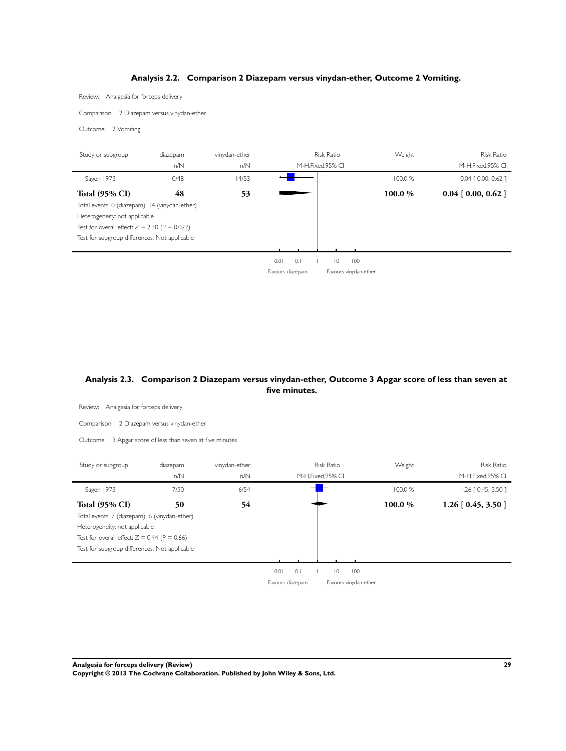## Analysis 2.2. Comparison 2 Diazepam versus vinydan-ether, Outcome 2 Vomiting.

Review: Analgesia for forceps delivery

Comparison: 2 Diazepam versus vinydan-ether

Outcome: 2 Vomiting

| Study or subgroup | diazepam n/N | vinydan-ether n/N | Risk Ratio M-H,Fixed,95% CI | Weight | Risk Ratio M-H,Fixed,95% CI |
|---|---|---|---|---|---|
| Sagen 1973 | 0/48 | 14/53 | | 100.0 % | 0.04 [ 0.00, 0.62 ] |
| **Total (95% CI)** | **48** | **53** | | **100.0 %** | **0.04 [ 0.00, 0.62 ]** |

Total events: 0 (diazepam), 14 (vinydan-ether)

Heterogeneity: not applicable

Test for overall effect: $Z = 2.30$ ($P = 0.022$)

Test for subgroup differences: Not applicable

0.01 0.1 1 10 100

Favours diazepam Favours vinydan-ether

## Analysis 2.3. Comparison 2 Diazepam versus vinydan-ether, Outcome 3 Apgar score of less than seven at five minutes.

Review: Analgesia for forceps delivery

Comparison: 2 Diazepam versus vinydan-ether

Outcome: 3 Apgar score of less than seven at five minutes

| Study or subgroup | diazepam n/N | vinydan-ether n/N | Risk Ratio M-H,Fixed,95% CI | Weight | Risk Ratio M-H,Fixed,95% CI |
|---|---|---|---|---|---|
| Sagen 1973 | 7/50 | 6/54 | | 100.0 % | 1.26 [ 0.45, 3.50 ] |
| **Total (95% CI)** | **50** | **54** | | **100.0 %** | **1.26 [ 0.45, 3.50 ]** |

Total events: 7 (diazepam), 6 (vinydan-ether)

Heterogeneity: not applicable

Test for overall effect: $Z = 0.44$ ($P = 0.66$)

Test for subgroup differences: Not applicable

0.01 0.1 1 10 100

Favours diazepam Favours vinydan-ether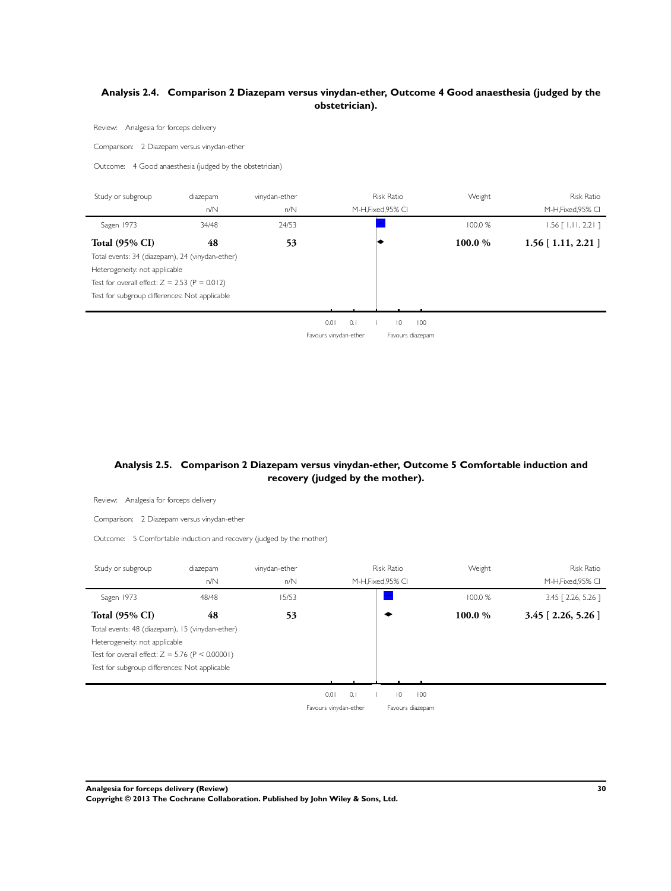## Analysis 2.4. Comparison 2 Diazepam versus vinydan-ether, Outcome 4 Good anaesthesia (judged by the obstetrician).

Review: Analgesia for forceps delivery

Comparison: 2 Diazepam versus vinydan-ether

Outcome: 4 Good anaesthesia (judged by the obstetrician)

| Study or subgroup | diazepam n/N | vinydan-ether n/N | Risk Ratio M-H,Fixed,95% CI | Weight | Risk Ratio M-H,Fixed,95% CI |
|---|---|---|---|---|---|
| Sagen 1973 | 34/48 | 24/53 | | 100.0 % | 1.56 [ 1.11, 2.21 ] |
| **Total (95% CI)** | **48** | **53** | | **100.0 %** | **1.56 [ 1.11, 2.21 ]** |

Total events: 34 (diazepam), 24 (vinydan-ether)

Heterogeneity: not applicable

Test for overall effect: Z = 2.53 (P = 0.012)

Test for subgroup differences: Not applicable

0.01 0.1 1 10 100

Favours vinydan-ether Favours diazepam

## Analysis 2.5. Comparison 2 Diazepam versus vinydan-ether, Outcome 5 Comfortable induction and recovery (judged by the mother).

Review: Analgesia for forceps delivery

Comparison: 2 Diazepam versus vinydan-ether

Outcome: 5 Comfortable induction and recovery (judged by the mother)

| Study or subgroup | diazepam n/N | vinydan-ether n/N | Risk Ratio M-H,Fixed,95% CI | Weight | Risk Ratio M-H,Fixed,95% CI |
|---|---|---|---|---|---|
| Sagen 1973 | 48/48 | 15/53 | | 100.0 % | 3.45 [ 2.26, 5.26 ] |
| **Total (95% CI)** | **48** | **53** | | **100.0 %** | **3.45 [ 2.26, 5.26 ]** |

Total events: 48 (diazepam), 15 (vinydan-ether)

Heterogeneity: not applicable

Test for overall effect: Z = 5.76 (P < 0.00001)

Test for subgroup differences: Not applicable

0.01 0.1 1 10 100

Favours vinydan-ether Favours diazepam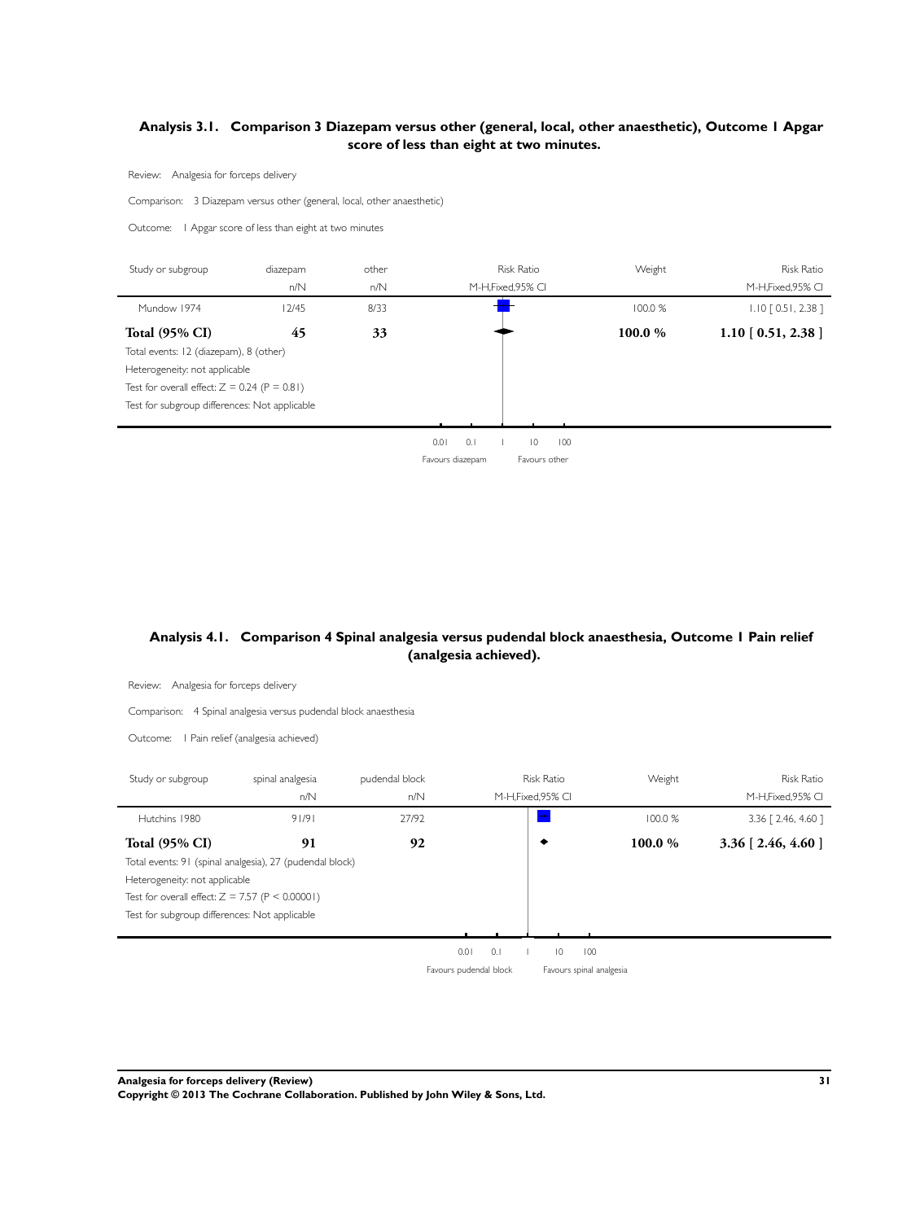## Analysis 3.1. Comparison 3 Diazepam versus other (general, local, other anaesthetic), Outcome 1 Apgar score of less than eight at two minutes.

Review: Analgesia for forceps delivery

Comparison: 3 Diazepam versus other (general, local, other anaesthetic)

Outcome: 1 Apgar score of less than eight at two minutes

| Study or subgroup | diazepam n/N | other n/N | Risk Ratio M-H,Fixed,95% CI | Weight | Risk Ratio M-H,Fixed,95% CI |
|---|---|---|---|---|---|
| Mundow 1974 | 12/45 | 8/33 | | 100.0 % | 1.10 [ 0.51, 2.38 ] |
| **Total (95% CI)** | **45** | **33** | | **100.0 %** | **1.10 [ 0.51, 2.38 ]** |

Total events: 12 (diazepam), 8 (other)

Heterogeneity: not applicable

Test for overall effect: Z = 0.24 (P = 0.81)

Test for subgroup differences: Not applicable

0.01 0.1 1 10 100

Favours diazepam Favours other

## Analysis 4.1. Comparison 4 Spinal analgesia versus pudendal block anaesthesia, Outcome 1 Pain relief (analgesia achieved).

Review: Analgesia for forceps delivery

Comparison: 4 Spinal analgesia versus pudendal block anaesthesia

Outcome: 1 Pain relief (analgesia achieved)

| Study or subgroup | spinal analgesia n/N | pudendal block n/N | Risk Ratio M-H,Fixed,95% CI | Weight | Risk Ratio M-H,Fixed,95% CI |
|---|---|---|---|---|---|
| Hutchins 1980 | 91/91 | 27/92 | | 100.0 % | 3.36 [ 2.46, 4.60 ] |
| **Total (95% CI)** | **91** | **92** | | **100.0 %** | **3.36 [ 2.46, 4.60 ]** |

Total events: 91 (spinal analgesia), 27 (pudendal block)

Heterogeneity: not applicable

Test for overall effect: Z = 7.57 (P < 0.00001)

Test for subgroup differences: Not applicable

0.01 0.1 1 10 100

Favours pudendal block Favours spinal analgesia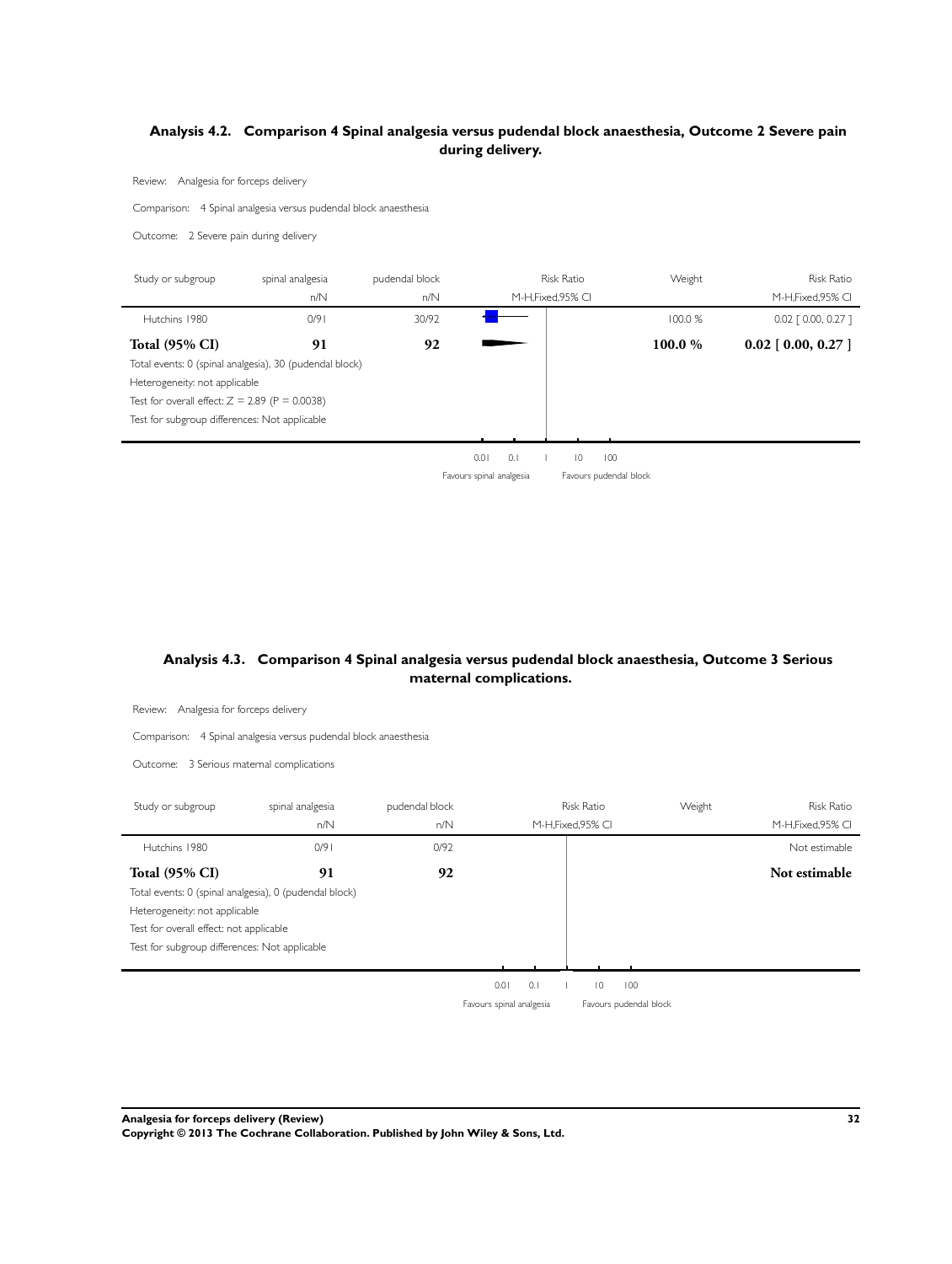## Analysis 4.2. Comparison 4 Spinal analgesia versus pudendal block anaesthesia, Outcome 2 Severe pain during delivery.

Review: Analgesia for forceps delivery

Comparison: 4 Spinal analgesia versus pudendal block anaesthesia

Outcome: 2 Severe pain during delivery

| Study or subgroup | spinal analgesia n/N | pudendal block n/N | Risk Ratio M-H,Fixed,95% CI | Weight | Risk Ratio M-H,Fixed,95% CI |
|---|---|---|---|---|---|
| Hutchins 1980 | 0/91 | 30/92 | | 100.0 % | 0.02 [ 0.00, 0.27 ] |
| **Total (95% CI)** | **91** | **92** | | **100.0 %** | **0.02 [ 0.00, 0.27 ]** |

Total events: 0 (spinal analgesia), 30 (pudendal block)

Heterogeneity: not applicable

Test for overall effect: Z = 2.89 (P = 0.0038)

Test for subgroup differences: Not applicable

0.01 0.1 1 10 100

Favours spinal analgesia Favours pudendal block

## Analysis 4.3. Comparison 4 Spinal analgesia versus pudendal block anaesthesia, Outcome 3 Serious maternal complications.

Review: Analgesia for forceps delivery

Comparison: 4 Spinal analgesia versus pudendal block anaesthesia

Outcome: 3 Serious maternal complications

| Study or subgroup | spinal analgesia n/N | pudendal block n/N | Risk Ratio M-H,Fixed,95% CI | Weight | Risk Ratio M-H,Fixed,95% CI |
|---|---|---|---|---|---|
| Hutchins 1980 | 0/91 | 0/92 | | | Not estimable |
| **Total (95% CI)** | **91** | **92** | | | **Not estimable** |

Total events: 0 (spinal analgesia), 0 (pudendal block)

Heterogeneity: not applicable

Test for overall effect: not applicable

Test for subgroup differences: Not applicable

0.01 0.1 1 10 100

Favours spinal analgesia Favours pudendal block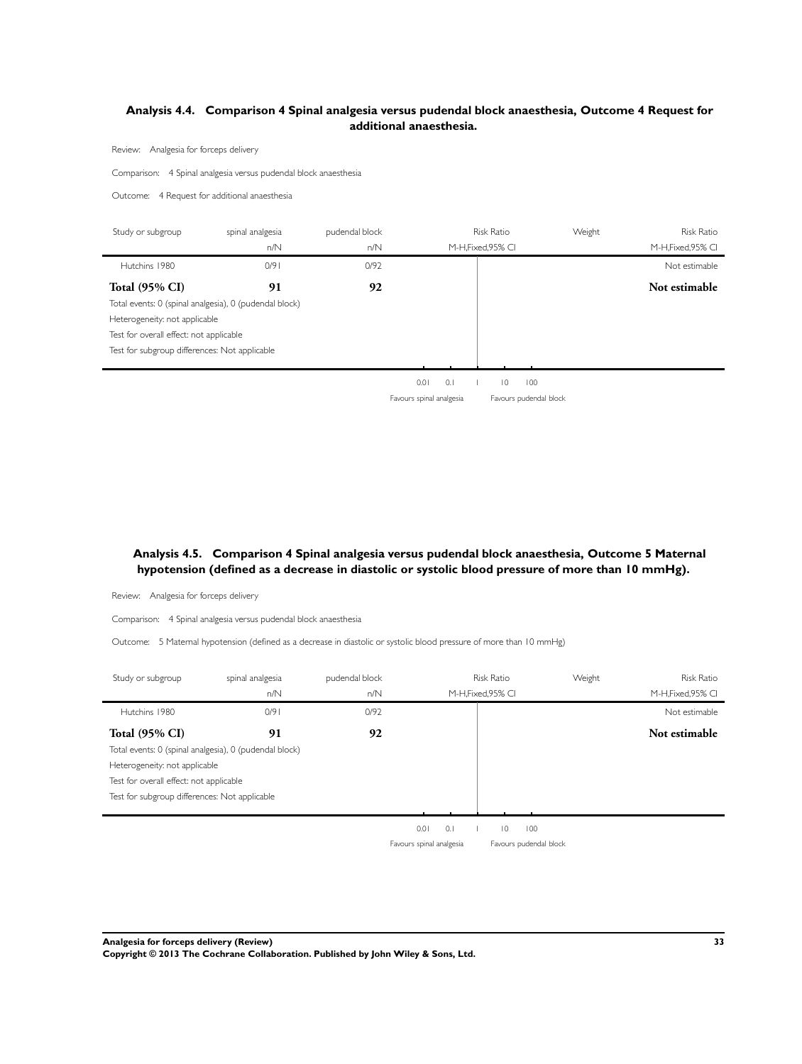### Analysis 4.4. Comparison 4 Spinal analgesia versus pudendal block anaesthesia, Outcome 4 Request for additional anaesthesia.

Review: Analgesia for forceps delivery

Comparison: 4 Spinal analgesia versus pudendal block anaesthesia

Outcome: 4 Request for additional anaesthesia

| Study or subgroup | spinal analgesia n/N | pudendal block n/N | Risk Ratio M-H,Fixed,95% CI | Weight | Risk Ratio M-H,Fixed,95% CI |
|---|---|---|---|---|---|
| Hutchins 1980 | 0/91 | 0/92 | | | Not estimable |
| **Total (95% CI)** | **91** | **92** | | | **Not estimable** |

Total events: 0 (spinal analgesia), 0 (pudendal block)
Heterogeneity: not applicable
Test for overall effect: not applicable
Test for subgroup differences: Not applicable

0.01 0.1 1 10 100

Favours spinal analgesia | Favours pudendal block

### Analysis 4.5. Comparison 4 Spinal analgesia versus pudendal block anaesthesia, Outcome 5 Maternal hypotension (defined as a decrease in diastolic or systolic blood pressure of more than 10 mmHg).

Review: Analgesia for forceps delivery

Comparison: 4 Spinal analgesia versus pudendal block anaesthesia

Outcome: 5 Maternal hypotension (defined as a decrease in diastolic or systolic blood pressure of more than 10 mmHg)

| Study or subgroup | spinal analgesia n/N | pudendal block n/N | Risk Ratio M-H,Fixed,95% CI | Weight | Risk Ratio M-H,Fixed,95% CI |
|---|---|---|---|---|---|
| Hutchins 1980 | 0/91 | 0/92 | | | Not estimable |
| **Total (95% CI)** | **91** | **92** | | | **Not estimable** |

Total events: 0 (spinal analgesia), 0 (pudendal block)
Heterogeneity: not applicable
Test for overall effect: not applicable
Test for subgroup differences: Not applicable

0.01 0.1 1 10 100

Favours spinal analgesia | Favours pudendal block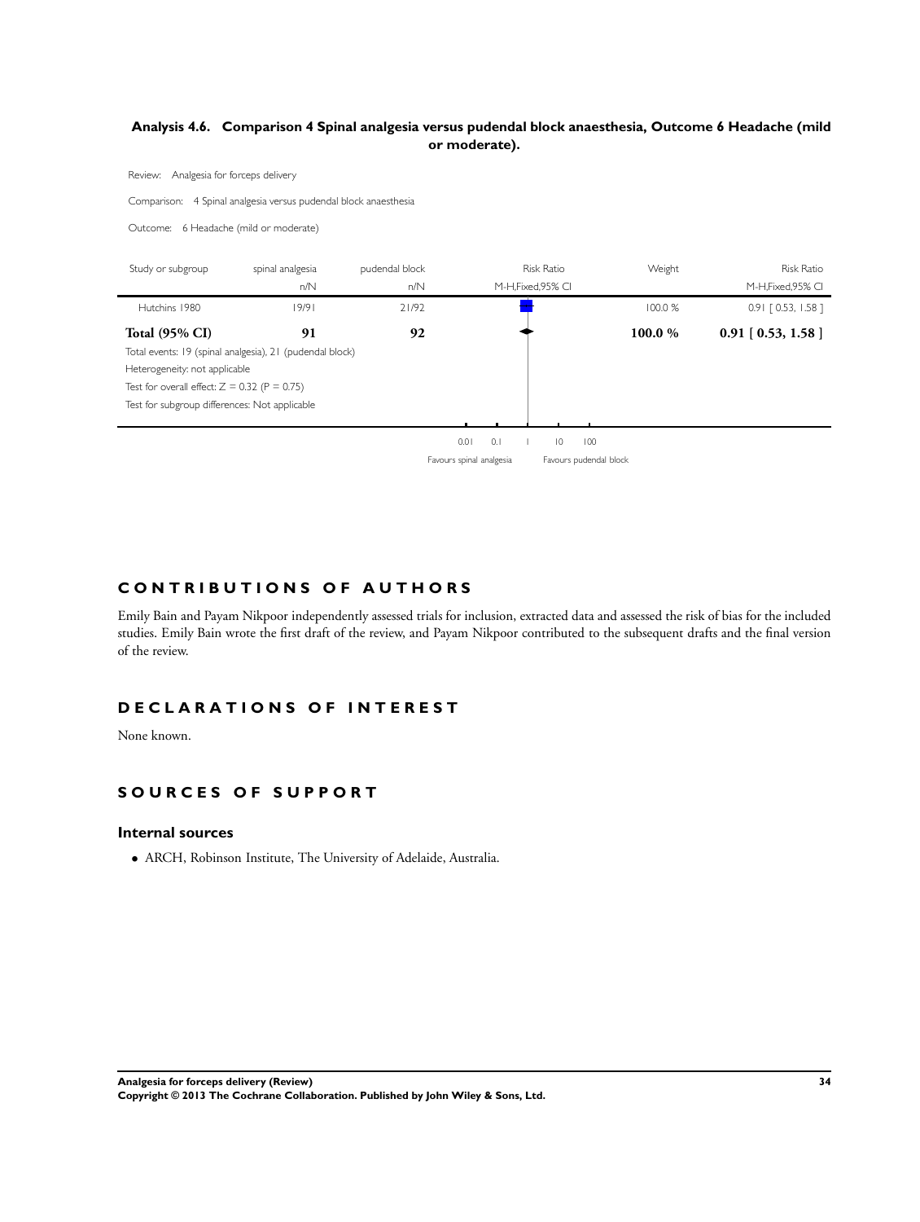### Analysis 4.6. Comparison 4 Spinal analgesia versus pudendal block anaesthesia, Outcome 6 Headache (mild or moderate).

Review: Analgesia for forceps delivery

Comparison: 4 Spinal analgesia versus pudendal block anaesthesia

Outcome: 6 Headache (mild or moderate)

| Study or subgroup | spinal analgesia n/N | pudendal block n/N | Risk Ratio M-H,Fixed,95% CI | Weight | Risk Ratio M-H,Fixed,95% CI |
|---|---|---|---|---|---|
| Hutchins 1980 | 19/91 | 21/92 | | 100.0 % | 0.91 [ 0.53, 1.58 ] |
| **Total (95% CI)** | **91** | **92** | | **100.0 %** | **0.91 [ 0.53, 1.58 ]** |

Total events: 19 (spinal analgesia), 21 (pudendal block)

Heterogeneity: not applicable

Test for overall effect: Z = 0.32 (P = 0.75)

Test for subgroup differences: Not applicable

0.01 0.1 1 10 100

Favours spinal analgesia Favours pudendal block

## CONTRIBUTIONS OF AUTHORS

Emily Bain and Payam Nikpoor independently assessed trials for inclusion, extracted data and assessed the risk of bias for the included studies. Emily Bain wrote the first draft of the review, and Payam Nikpoor contributed to the subsequent drafts and the final version of the review.

## DECLARATIONS OF INTEREST

None known.

## SOURCES OF SUPPORT

### Internal sources

- ARCH, Robinson Institute, The University of Adelaide, Australia.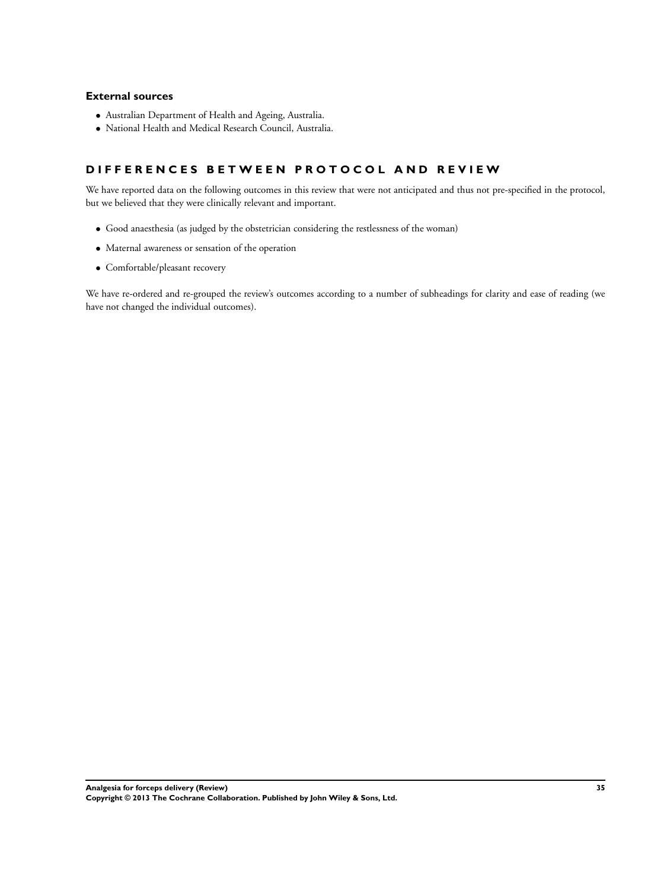### External sources

- Australian Department of Health and Ageing, Australia.
- National Health and Medical Research Council, Australia.

## DIFFERENCES BETWEEN PROTOCOL AND REVIEW

We have reported data on the following outcomes in this review that were not anticipated and thus not pre-specified in the protocol, but we believed that they were clinically relevant and important.

- Good anaesthesia (as judged by the obstetrician considering the restlessness of the woman)
- Maternal awareness or sensation of the operation
- Comfortable/pleasant recovery

We have re-ordered and re-grouped the review's outcomes according to a number of subheadings for clarity and ease of reading (we have not changed the individual outcomes).